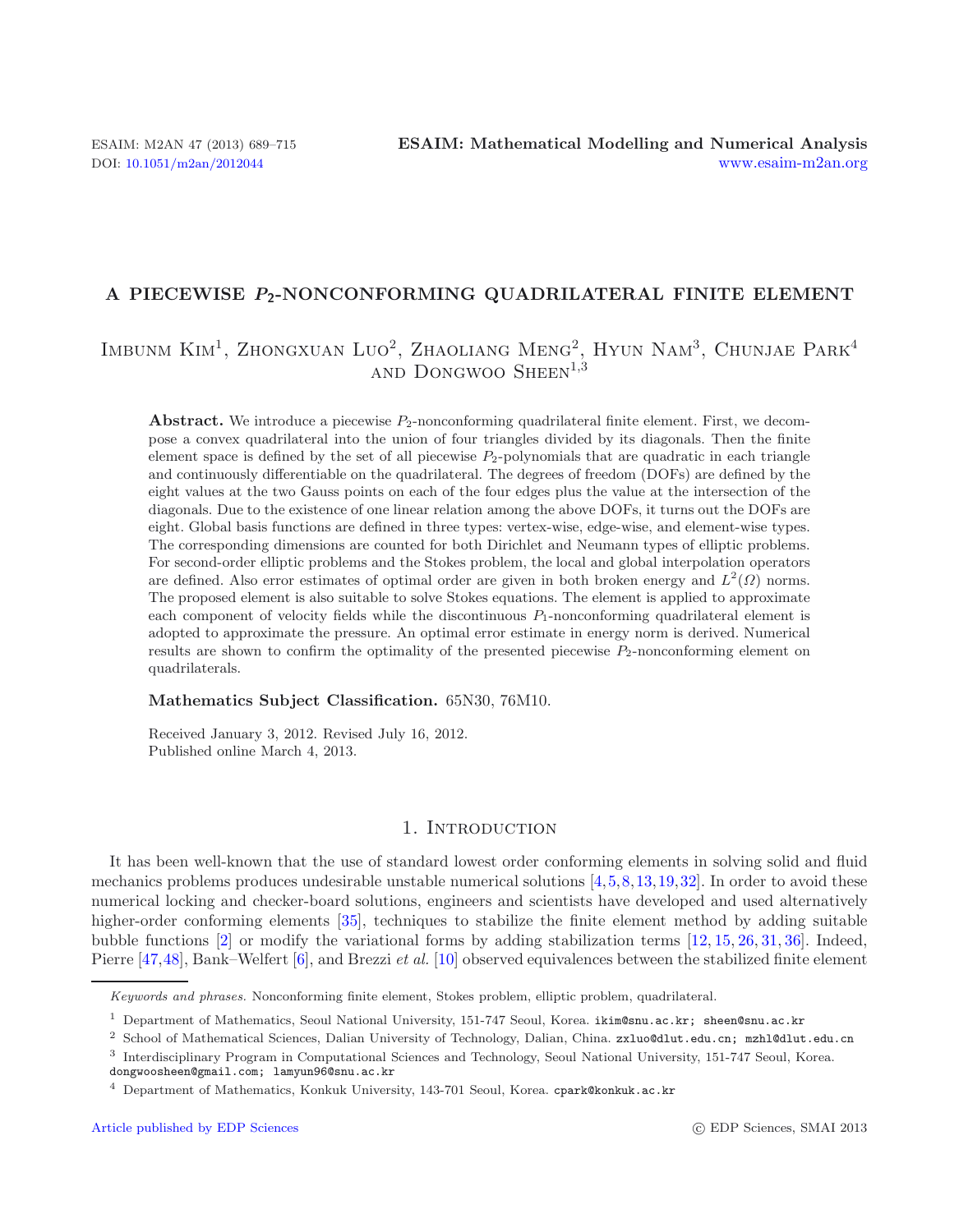# A PIECEWISE $P_2$-NONCONFORMING QUADRILATERAL FINITE ELEMENT

Imbunm Kim[1], Zhongxuan Luo[2], Zhaoliang Meng[2], Hyun Nam[3], Chunjae Park[4] and Dongwoo Sheen[1,3]

**Abstract.** We introduce a piecewise $P_2$-nonconforming quadrilateral finite element. First, we decompose a convex quadrilateral into the union of four triangles divided by its diagonals. Then the finite element space is defined by the set of all piecewise $P_2$-polynomials that are quadratic in each triangle and continuously differentiable on the quadrilateral. The degrees of freedom (DOFs) are defined by the eight values at the two Gauss points on each of the four edges plus the value at the intersection of the diagonals. Due to the existence of one linear relation among the above DOFs, it turns out the DOFs are eight. Global basis functions are defined in three types: vertex-wise, edge-wise, and element-wise types. The corresponding dimensions are counted for both Dirichlet and Neumann types of elliptic problems. For second-order elliptic problems and the Stokes problem, the local and global interpolation operators are defined. Also error estimates of optimal order are given in both broken energy and $L^2(\Omega)$ norms. The proposed element is also suitable to solve Stokes equations. The element is applied to approximate each component of velocity fields while the discontinuous $P_1$-nonconforming quadrilateral element is adopted to approximate the pressure. An optimal error estimate in energy norm is derived. Numerical results are shown to confirm the optimality of the presented piecewise $P_2$-nonconforming element on quadrilaterals.

**Mathematics Subject Classification.** 65N30, 76M10.

Received January 3, 2012. Revised July 16, 2012.
Published online March 4, 2013.

## 1. Introduction

It has been well-known that the use of standard lowest order conforming elements in solving solid and fluid mechanics problems produces undesirable unstable numerical solutions [4,5,8,13,19,32]. In order to avoid these numerical locking and checker-board solutions, engineers and scientists have developed and used alternatively higher-order conforming elements [35], techniques to stabilize the finite element method by adding suitable bubble functions [2] or modify the variational forms by adding stabilization terms [12, 15, 26, 31, 36]. Indeed, Pierre [47,48], Bank–Welfert [6], and Brezzi *et al.* [10] observed equivalences between the stabilized finite element

---

*Keywords and phrases.* Nonconforming finite element, Stokes problem, elliptic problem, quadrilateral.

[1] Department of Mathematics, Seoul National University, 151-747 Seoul, Korea. ikim@snu.ac.kr; sheen@snu.ac.kr

[2] School of Mathematical Sciences, Dalian University of Technology, Dalian, China. zxluo@dlut.edu.cn; mzhl@dlut.edu.cn

[3] Interdisciplinary Program in Computational Sciences and Technology, Seoul National University, 151-747 Seoul, Korea. dongwoosheen@gmail.com; lamyun96@snu.ac.kr

[4] Department of Mathematics, Konkuk University, 143-701 Seoul, Korea. cpark@konkuk.ac.kr

Article published by EDP Sciences © EDP Sciences, SMAI 2013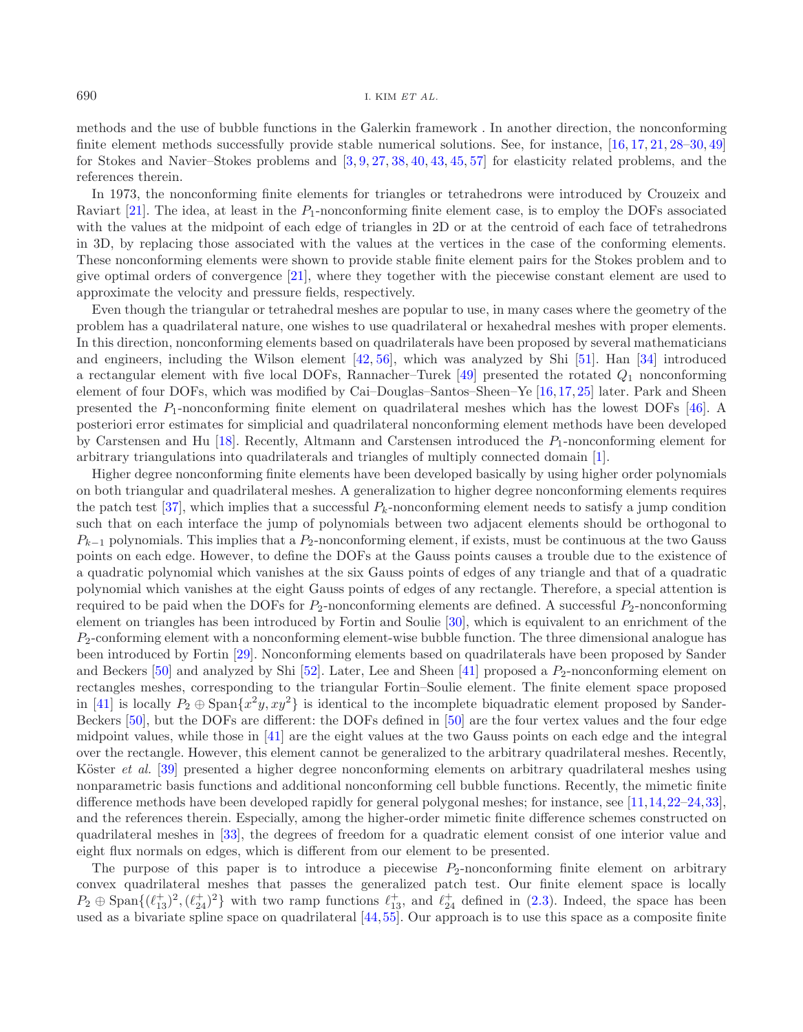methods and the use of bubble functions in the Galerkin framework . In another direction, the nonconforming finite element methods successfully provide stable numerical solutions. See, for instance, [16, 17, 21, 28–30, 49] for Stokes and Navier–Stokes problems and [3, 9, 27, 38, 40, 43, 45, 57] for elasticity related problems, and the references therein.

In 1973, the nonconforming finite elements for triangles or tetrahedrons were introduced by Crouzeix and Raviart [21]. The idea, at least in the $P_1$-nonconforming finite element case, is to employ the DOFs associated with the values at the midpoint of each edge of triangles in 2D or at the centroid of each face of tetrahedrons in 3D, by replacing those associated with the values at the vertices in the case of the conforming elements. These nonconforming elements were shown to provide stable finite element pairs for the Stokes problem and to give optimal orders of convergence [21], where they together with the piecewise constant element are used to approximate the velocity and pressure fields, respectively.

Even though the triangular or tetrahedral meshes are popular to use, in many cases where the geometry of the problem has a quadrilateral nature, one wishes to use quadrilateral or hexahedral meshes with proper elements. In this direction, nonconforming elements based on quadrilaterals have been proposed by several mathematicians and engineers, including the Wilson element [42, 56], which was analyzed by Shi [51]. Han [34] introduced a rectangular element with five local DOFs, Rannacher–Turek [49] presented the rotated $Q_1$ nonconforming element of four DOFs, which was modified by Cai–Douglas–Santos–Sheen–Ye [16, 17, 25] later. Park and Sheen presented the $P_1$-nonconforming finite element on quadrilateral meshes which has the lowest DOFs [46]. A posteriori error estimates for simplicial and quadrilateral nonconforming element methods have been developed by Carstensen and Hu [18]. Recently, Altmann and Carstensen introduced the $P_1$-nonconforming element for arbitrary triangulations into quadrilaterals and triangles of multiply connected domain [1].

Higher degree nonconforming finite elements have been developed basically by using higher order polynomials on both triangular and quadrilateral meshes. A generalization to higher degree nonconforming elements requires the patch test [37], which implies that a successful $P_k$-nonconforming element needs to satisfy a jump condition such that on each interface the jump of polynomials between two adjacent elements should be orthogonal to $P_{k-1}$ polynomials. This implies that a $P_2$-nonconforming element, if exists, must be continuous at the two Gauss points on each edge. However, to define the DOFs at the Gauss points causes a trouble due to the existence of a quadratic polynomial which vanishes at the six Gauss points of edges of any triangle and that of a quadratic polynomial which vanishes at the eight Gauss points of edges of any rectangle. Therefore, a special attention is required to be paid when the DOFs for $P_2$-nonconforming elements are defined. A successful $P_2$-nonconforming element on triangles has been introduced by Fortin and Soulie [30], which is equivalent to an enrichment of the $P_2$-conforming element with a nonconforming element-wise bubble function. The three dimensional analogue has been introduced by Fortin [29]. Nonconforming elements based on quadrilaterals have been proposed by Sander and Beckers [50] and analyzed by Shi [52]. Later, Lee and Sheen [41] proposed a $P_2$-nonconforming element on rectangles meshes, corresponding to the triangular Fortin–Soulie element. The finite element space proposed in [41] is locally $P_2 \oplus \mathrm{Span}\{x^2y, xy^2\}$ is identical to the incomplete biquadratic element proposed by Sander-Beckers [50], but the DOFs are different: the DOFs defined in [50] are the four vertex values and the four edge midpoint values, while those in [41] are the eight values at the two Gauss points on each edge and the integral over the rectangle. However, this element cannot be generalized to the arbitrary quadrilateral meshes. Recently, Köster *et al.* [39] presented a higher degree nonconforming elements on arbitrary quadrilateral meshes using nonparametric basis functions and additional nonconforming cell bubble functions. Recently, the mimetic finite difference methods have been developed rapidly for general polygonal meshes; for instance, see [11, 14, 22–24, 33], and the references therein. Especially, among the higher-order mimetic finite difference schemes constructed on quadrilateral meshes in [33], the degrees of freedom for a quadratic element consist of one interior value and eight flux normals on edges, which is different from our element to be presented.

The purpose of this paper is to introduce a piecewise $P_2$-nonconforming finite element on arbitrary convex quadrilateral meshes that passes the generalized patch test. Our finite element space is locally $P_2 \oplus \mathrm{Span}\{(\ell_{13}^+)^2, (\ell_{24}^+)^2\}$ with two ramp functions $\ell_{13}^+$, and $\ell_{24}^+$ defined in (2.3). Indeed, the space has been used as a bivariate spline space on quadrilateral [44, 55]. Our approach is to use this space as a composite finite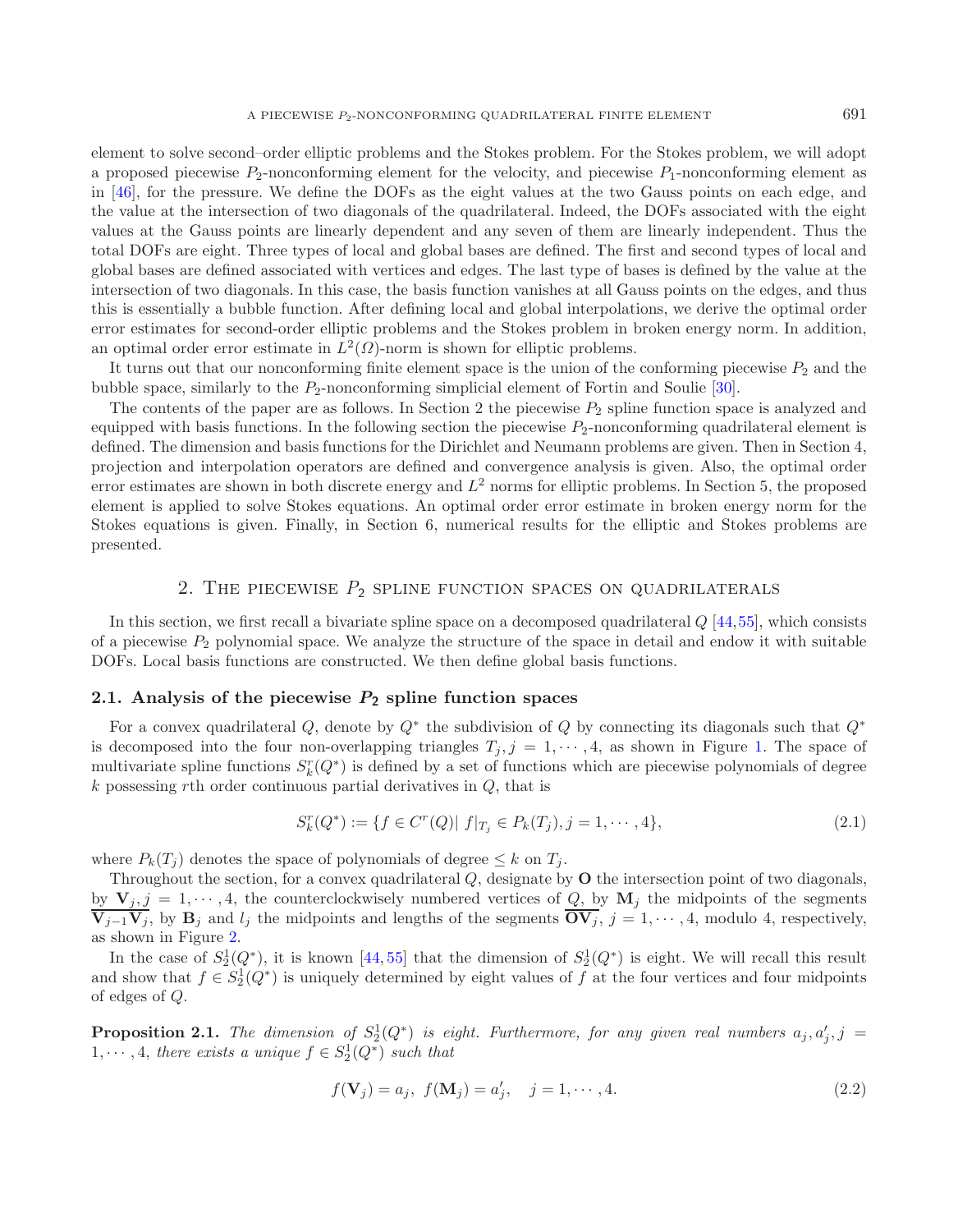element to solve second–order elliptic problems and the Stokes problem. For the Stokes problem, we will adopt a proposed piecewise $P_2$-nonconforming element for the velocity, and piecewise $P_1$-nonconforming element as in [46], for the pressure. We define the DOFs as the eight values at the two Gauss points on each edge, and the value at the intersection of two diagonals of the quadrilateral. Indeed, the DOFs associated with the eight values at the Gauss points are linearly dependent and any seven of them are linearly independent. Thus the total DOFs are eight. Three types of local and global bases are defined. The first and second types of local and global bases are defined associated with vertices and edges. The last type of bases is defined by the value at the intersection of two diagonals. In this case, the basis function vanishes at all Gauss points on the edges, and thus this is essentially a bubble function. After defining local and global interpolations, we derive the optimal order error estimates for second-order elliptic problems and the Stokes problem in broken energy norm. In addition, an optimal order error estimate in $L^2(\Omega)$-norm is shown for elliptic problems.

It turns out that our nonconforming finite element space is the union of the conforming piecewise $P_2$ and the bubble space, similarly to the $P_2$-nonconforming simplicial element of Fortin and Soulie [30].

The contents of the paper are as follows. In Section 2 the piecewise $P_2$ spline function space is analyzed and equipped with basis functions. In the following section the piecewise $P_2$-nonconforming quadrilateral element is defined. The dimension and basis functions for the Dirichlet and Neumann problems are given. Then in Section 4, projection and interpolation operators are defined and convergence analysis is given. Also, the optimal order error estimates are shown in both discrete energy and $L^2$ norms for elliptic problems. In Section 5, the proposed element is applied to solve Stokes equations. An optimal order error estimate in broken energy norm for the Stokes equations is given. Finally, in Section 6, numerical results for the elliptic and Stokes problems are presented.

## 2. The piecewise $P_2$ spline function spaces on quadrilaterals

In this section, we first recall a bivariate spline space on a decomposed quadrilateral $Q$ [44,55], which consists of a piecewise $P_2$ polynomial space. We analyze the structure of the space in detail and endow it with suitable DOFs. Local basis functions are constructed. We then define global basis functions.

### 2.1. Analysis of the piecewise $P_2$ spline function spaces

For a convex quadrilateral $Q$, denote by $Q^*$ the subdivision of $Q$ by connecting its diagonals such that $Q^*$ is decomposed into the four non-overlapping triangles $T_j, j = 1, \cdots, 4$, as shown in Figure 1. The space of multivariate spline functions $S_k^r(Q^*)$ is defined by a set of functions which are piecewise polynomials of degree $k$ possessing $r$th order continuous partial derivatives in $Q$, that is

$$S_k^r(Q^*) := \{f \in C^r(Q) |\ f|_{T_j} \in P_k(T_j), j = 1, \cdots, 4\}, \tag{2.1}$$

where $P_k(T_j)$ denotes the space of polynomials of degree $\leq k$ on $T_j$.

Throughout the section, for a convex quadrilateral $Q$, designate by $\mathbf{O}$ the intersection point of two diagonals, by $\mathbf{V}_j, j = 1, \cdots, 4$, the counterclockwisely numbered vertices of $Q$, by $\mathbf{M}_j$ the midpoints of the segments $\overline{\mathbf{V}_{j-1}\mathbf{V}_j}$, by $\mathbf{B}_j$ and $l_j$ the midpoints and lengths of the segments $\overline{\mathbf{O}\mathbf{V}_j}$, $j = 1, \cdots, 4$, modulo 4, respectively, as shown in Figure 2.

In the case of $S_2^1(Q^*)$, it is known [44,55] that the dimension of $S_2^1(Q^*)$ is eight. We will recall this result and show that $f \in S_2^1(Q^*)$ is uniquely determined by eight values of $f$ at the four vertices and four midpoints of edges of $Q$.

**Proposition 2.1.** *The dimension of $S_2^1(Q^*)$ is eight. Furthermore, for any given real numbers $a_j, a'_j, j = 1, \cdots, 4$, there exists a unique $f \in S_2^1(Q^*)$ such that*

$$f(\mathbf{V}_j) = a_j,\ f(\mathbf{M}_j) = a'_j, \quad j = 1, \cdots, 4. \tag{2.2}$$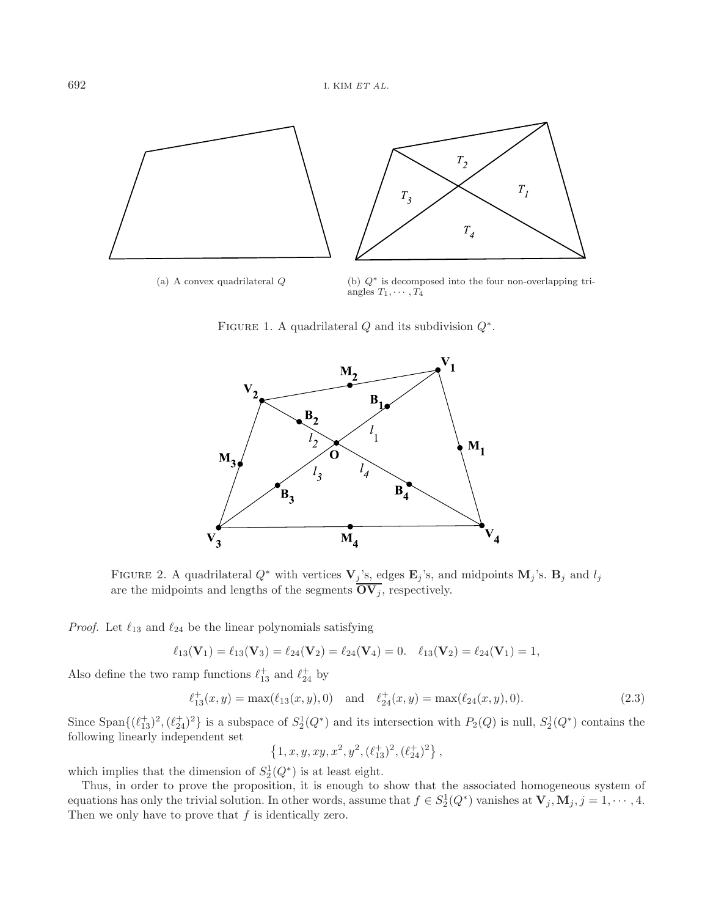(a) A convex quadrilateral $Q$

(b) $Q^*$ is decomposed into the four non-overlapping triangles $T_1, \cdots, T_4$

FIGURE 1. A quadrilateral $Q$ and its subdivision $Q^*$.

FIGURE 2. A quadrilateral $Q^*$ with vertices $\mathbf{V}_j$'s, edges $\mathbf{E}_j$'s, and midpoints $\mathbf{M}_j$'s. $\mathbf{B}_j$ and $l_j$ are the midpoints and lengths of the segments $\overline{\mathbf{OV}_j}$, respectively.

*Proof.* Let $\ell_{13}$ and $\ell_{24}$ be the linear polynomials satisfying

$$\ell_{13}(\mathbf{V}_1) = \ell_{13}(\mathbf{V}_3) = \ell_{24}(\mathbf{V}_2) = \ell_{24}(\mathbf{V}_4) = 0. \quad \ell_{13}(\mathbf{V}_2) = \ell_{24}(\mathbf{V}_1) = 1,$$

Also define the two ramp functions $\ell_{13}^+$ and $\ell_{24}^+$ by

$$\ell_{13}^+(x, y) = \max(\ell_{13}(x, y), 0) \quad \text{and} \quad \ell_{24}^+(x, y) = \max(\ell_{24}(x, y), 0). \tag{2.3}$$

Since $\mathrm{Span}\{(\ell_{13}^+)^2, (\ell_{24}^+)^2\}$ is a subspace of $S_2^1(Q^*)$ and its intersection with $P_2(Q)$ is null, $S_2^1(Q^*)$ contains the following linearly independent set

$$\left\{1, x, y, xy, x^2, y^2, (\ell_{13}^+)^2, (\ell_{24}^+)^2\right\},$$

which implies that the dimension of $S_2^1(Q^*)$ is at least eight.

Thus, in order to prove the proposition, it is enough to show that the associated homogeneous system of equations has only the trivial solution. In other words, assume that $f \in S_2^1(Q^*)$ vanishes at $\mathbf{V}_j, \mathbf{M}_j, j = 1, \cdots, 4$. Then we only have to prove that $f$ is identically zero.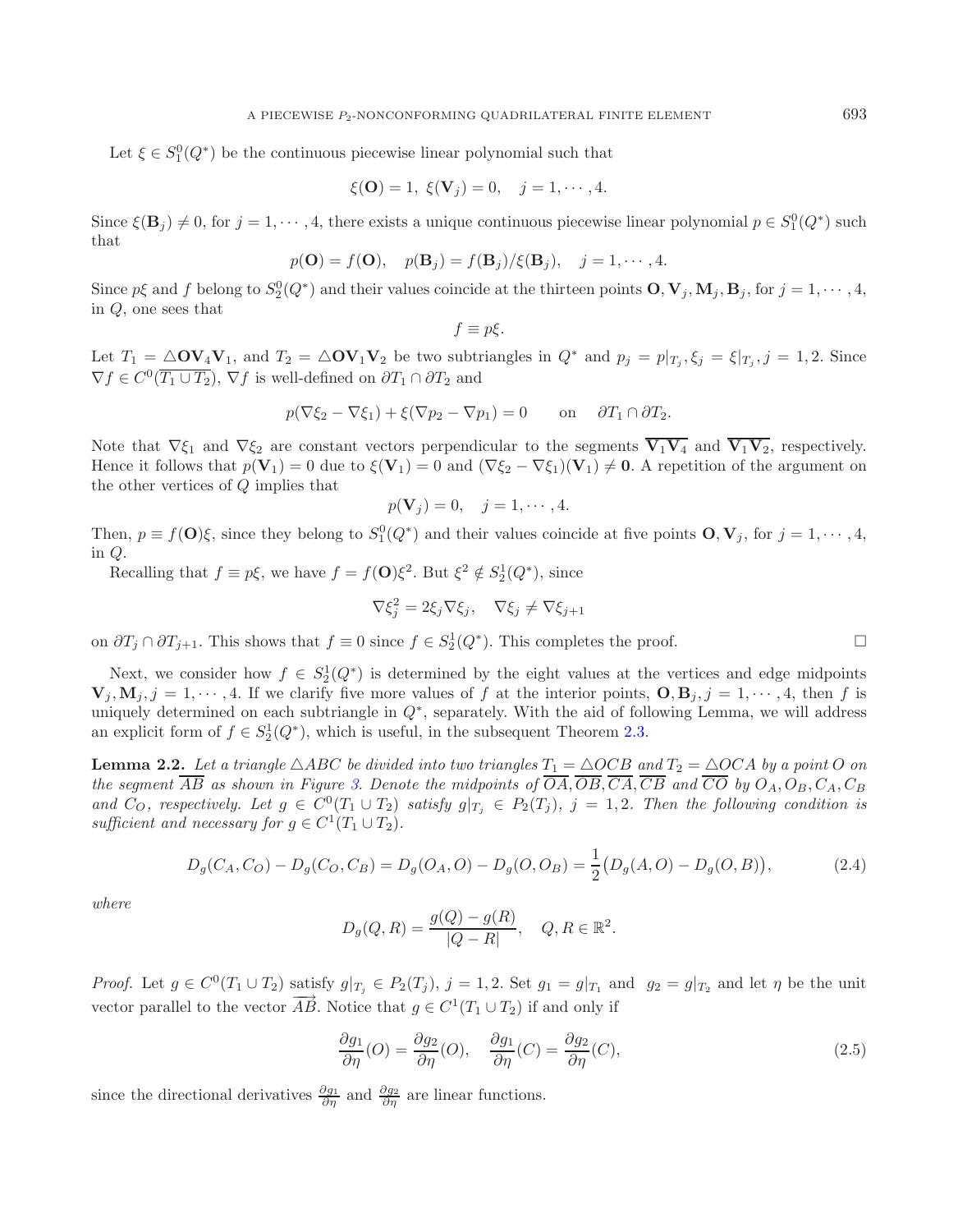Let $\xi \in S_1^0(Q^*)$ be the continuous piecewise linear polynomial such that

$$\xi(\mathbf{O}) = 1,\ \xi(\mathbf{V}_j) = 0, \quad j = 1, \cdots, 4.$$

Since $\xi(\mathbf{B}_j) \neq 0$, for $j = 1, \cdots, 4$, there exists a unique continuous piecewise linear polynomial $p \in S_1^0(Q^*)$ such that

$$p(\mathbf{O}) = f(\mathbf{O}), \quad p(\mathbf{B}_j) = f(\mathbf{B}_j)/\xi(\mathbf{B}_j), \quad j = 1, \cdots, 4.$$

Since $p\xi$ and $f$ belong to $S_2^0(Q^*)$ and their values coincide at the thirteen points $\mathbf{O}, \mathbf{V}_j, \mathbf{M}_j, \mathbf{B}_j$, for $j = 1, \cdots, 4$, in $Q$, one sees that

$$f \equiv p\xi.$$

Let $T_1 = \triangle \mathbf{O}\mathbf{V}_4\mathbf{V}_1$, and $T_2 = \triangle \mathbf{O}\mathbf{V}_1\mathbf{V}_2$ be two subtriangles in $Q^*$ and $p_j = p|_{T_j}, \xi_j = \xi|_{T_j}, j = 1, 2$. Since $\nabla f \in C^0(\overline{T_1 \cup T_2})$, $\nabla f$ is well-defined on $\partial T_1 \cap \partial T_2$ and

$$p(\nabla\xi_2 - \nabla\xi_1) + \xi(\nabla p_2 - \nabla p_1) = 0 \qquad \text{on} \quad \partial T_1 \cap \partial T_2.$$

Note that $\nabla\xi_1$ and $\nabla\xi_2$ are constant vectors perpendicular to the segments $\overline{\mathbf{V}_1\mathbf{V}_4}$ and $\overline{\mathbf{V}_1\mathbf{V}_2}$, respectively. Hence it follows that $p(\mathbf{V}_1) = 0$ due to $\xi(\mathbf{V}_1) = 0$ and $(\nabla\xi_2 - \nabla\xi_1)(\mathbf{V}_1) \neq \mathbf{0}$. A repetition of the argument on the other vertices of $Q$ implies that

$$p(\mathbf{V}_j) = 0, \quad j = 1, \cdots, 4.$$

Then, $p \equiv f(\mathbf{O})\xi$, since they belong to $S_1^0(Q^*)$ and their values coincide at five points $\mathbf{O}, \mathbf{V}_j$, for $j = 1, \cdots, 4$, in $Q$.

Recalling that $f \equiv p\xi$, we have $f = f(\mathbf{O})\xi^2$. But $\xi^2 \notin S_2^1(Q^*)$, since

$$\nabla\xi_j^2 = 2\xi_j\nabla\xi_j, \quad \nabla\xi_j \neq \nabla\xi_{j+1}$$

on $\partial T_j \cap \partial T_{j+1}$. This shows that $f \equiv 0$ since $f \in S_2^1(Q^*)$. This completes the proof. $\square$

Next, we consider how $f \in S_2^1(Q^*)$ is determined by the eight values at the vertices and edge midpoints $\mathbf{V}_j, \mathbf{M}_j, j = 1, \cdots, 4$. If we clarify five more values of $f$ at the interior points, $\mathbf{O}, \mathbf{B}_j, j = 1, \cdots, 4$, then $f$ is uniquely determined on each subtriangle in $Q^*$, separately. With the aid of following Lemma, we will address an explicit form of $f \in S_2^1(Q^*)$, which is useful, in the subsequent Theorem 2.3.

**Lemma 2.2.** *Let a triangle $\triangle ABC$ be divided into two triangles $T_1 = \triangle OCB$ and $T_2 = \triangle OCA$ by a point $O$ on the segment $\overline{AB}$ as shown in Figure 3. Denote the midpoints of $\overline{OA}, \overline{OB}, \overline{CA}, \overline{CB}$ and $\overline{CO}$ by $O_A, O_B, C_A, C_B$ and $C_O$, respectively. Let $g \in C^0(T_1 \cup T_2)$ satisfy $g|_{T_j} \in P_2(T_j)$, $j = 1, 2$. Then the following condition is sufficient and necessary for $g \in C^1(T_1 \cup T_2)$.*

$$D_g(C_A, C_O) - D_g(C_O, C_B) = D_g(O_A, O) - D_g(O, O_B) = \frac{1}{2}\big(D_g(A, O) - D_g(O, B)\big), \tag{2.4}$$

*where*

$$D_g(Q, R) = \frac{g(Q) - g(R)}{|Q - R|}, \quad Q, R \in \mathbb{R}^2.$$

*Proof.* Let $g \in C^0(T_1 \cup T_2)$ satisfy $g|_{T_j} \in P_2(T_j)$, $j = 1, 2$. Set $g_1 = g|_{T_1}$ and $g_2 = g|_{T_2}$ and let $\eta$ be the unit vector parallel to the vector $\overrightarrow{AB}$. Notice that $g \in C^1(T_1 \cup T_2)$ if and only if

$$\frac{\partial g_1}{\partial \eta}(O) = \frac{\partial g_2}{\partial \eta}(O), \quad \frac{\partial g_1}{\partial \eta}(C) = \frac{\partial g_2}{\partial \eta}(C), \tag{2.5}$$

since the directional derivatives $\frac{\partial g_1}{\partial \eta}$ and $\frac{\partial g_2}{\partial \eta}$ are linear functions.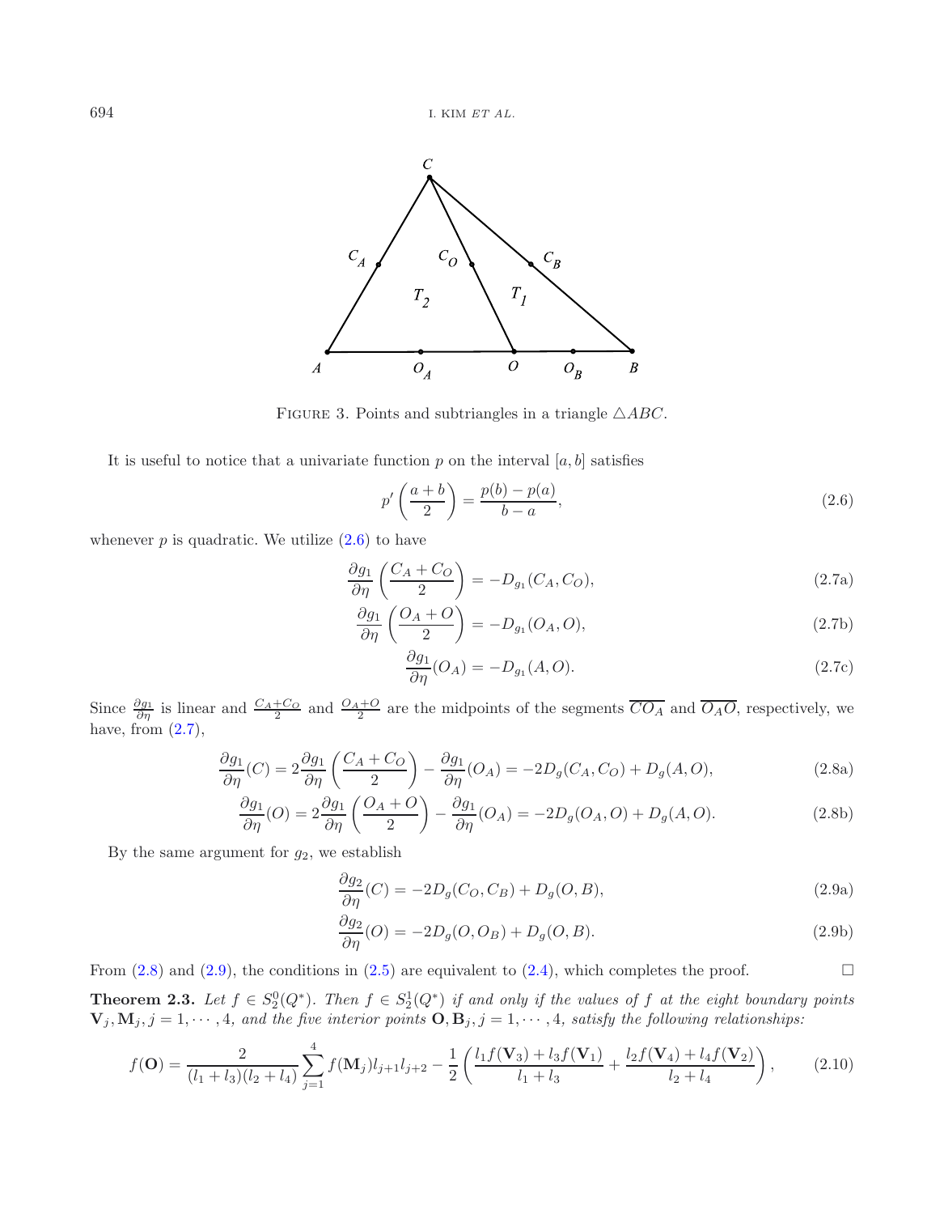FIGURE 3. Points and subtriangles in a triangle $\triangle ABC$.

It is useful to notice that a univariate function $p$ on the interval $[a, b]$ satisfies

$$p'\left(\frac{a+b}{2}\right) = \frac{p(b) - p(a)}{b - a}, \tag{2.6}$$

whenever $p$ is quadratic. We utilize (2.6) to have

$$\frac{\partial g_1}{\partial \eta}\left(\frac{C_A + C_O}{2}\right) = -D_{g_1}(C_A, C_O), \tag{2.7a}$$

$$\frac{\partial g_1}{\partial \eta}\left(\frac{O_A + O}{2}\right) = -D_{g_1}(O_A, O), \tag{2.7b}$$

$$\frac{\partial g_1}{\partial \eta}(O_A) = -D_{g_1}(A, O). \tag{2.7c}$$

Since $\frac{\partial g_1}{\partial \eta}$ is linear and $\frac{C_A + C_O}{2}$ and $\frac{O_A + O}{2}$ are the midpoints of the segments $\overline{CO_A}$ and $\overline{O_A O}$, respectively, we have, from (2.7),

$$\frac{\partial g_1}{\partial \eta}(C) = 2\frac{\partial g_1}{\partial \eta}\left(\frac{C_A + C_O}{2}\right) - \frac{\partial g_1}{\partial \eta}(O_A) = -2D_g(C_A, C_O) + D_g(A, O), \tag{2.8a}$$

$$\frac{\partial g_1}{\partial \eta}(O) = 2\frac{\partial g_1}{\partial \eta}\left(\frac{O_A + O}{2}\right) - \frac{\partial g_1}{\partial \eta}(O_A) = -2D_g(O_A, O) + D_g(A, O). \tag{2.8b}$$

By the same argument for $g_2$, we establish

$$\frac{\partial g_2}{\partial \eta}(C) = -2D_g(C_O, C_B) + D_g(O, B), \tag{2.9a}$$

$$\frac{\partial g_2}{\partial \eta}(O) = -2D_g(O, O_B) + D_g(O, B). \tag{2.9b}$$

From (2.8) and (2.9), the conditions in (2.5) are equivalent to (2.4), which completes the proof. $\square$

**Theorem 2.3.** *Let $f \in S_2^0(Q^*)$. Then $f \in S_2^1(Q^*)$ if and only if the values of $f$ at the eight boundary points $\mathbf{V}_j, \mathbf{M}_j, j = 1, \cdots, 4$, and the five interior points $\mathbf{O}, \mathbf{B}_j, j = 1, \cdots, 4$, satisfy the following relationships:*

$$f(\mathbf{O}) = \frac{2}{(l_1 + l_3)(l_2 + l_4)} \sum_{j=1}^{4} f(\mathbf{M}_j) l_{j+1} l_{j+2} - \frac{1}{2}\left(\frac{l_1 f(\mathbf{V}_3) + l_3 f(\mathbf{V}_1)}{l_1 + l_3} + \frac{l_2 f(\mathbf{V}_4) + l_4 f(\mathbf{V}_2)}{l_2 + l_4}\right), \tag{2.10}$$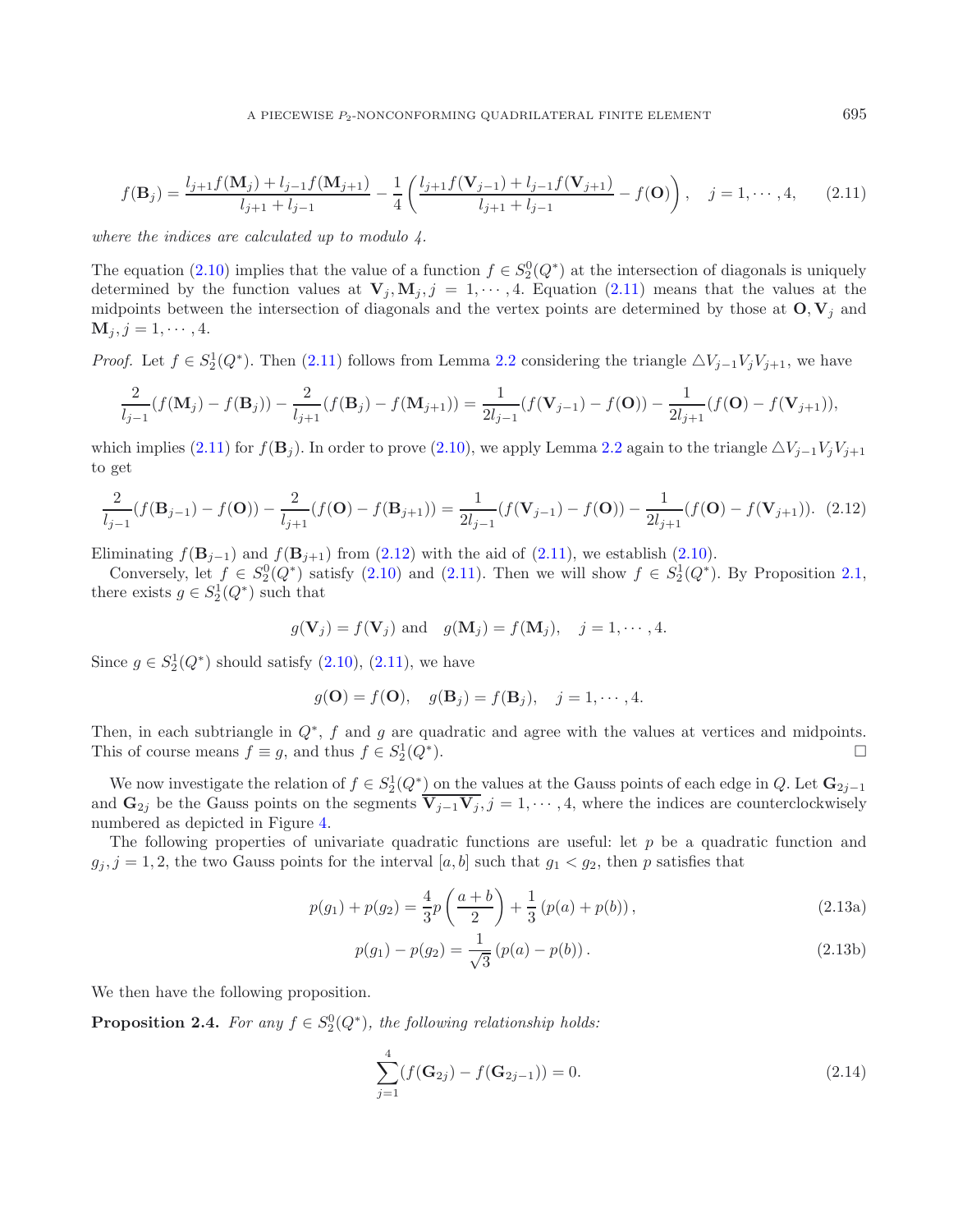$$f(\mathbf{B}_j) = \frac{l_{j+1} f(\mathbf{M}_j) + l_{j-1} f(\mathbf{M}_{j+1})}{l_{j+1} + l_{j-1}} - \frac{1}{4}\left(\frac{l_{j+1} f(\mathbf{V}_{j-1}) + l_{j-1} f(\mathbf{V}_{j+1})}{l_{j+1} + l_{j-1}} - f(\mathbf{O})\right), \quad j = 1, \cdots, 4, \tag{2.11}$$

*where the indices are calculated up to modulo 4.*

The equation (2.10) implies that the value of a function $f \in S_2^0(Q^*)$ at the intersection of diagonals is uniquely determined by the function values at $\mathbf{V}_j, \mathbf{M}_j, j = 1, \cdots, 4$. Equation (2.11) means that the values at the midpoints between the intersection of diagonals and the vertex points are determined by those at $\mathbf{O}, \mathbf{V}_j$ and $\mathbf{M}_j, j = 1, \cdots, 4$.

*Proof.* Let $f \in S_2^1(Q^*)$. Then (2.11) follows from Lemma 2.2 considering the triangle $\triangle V_{j-1} V_j V_{j+1}$, we have

$$\frac{2}{l_{j-1}}(f(\mathbf{M}_j) - f(\mathbf{B}_j)) - \frac{2}{l_{j+1}}(f(\mathbf{B}_j) - f(\mathbf{M}_{j+1})) = \frac{1}{2l_{j-1}}(f(\mathbf{V}_{j-1}) - f(\mathbf{O})) - \frac{1}{2l_{j+1}}(f(\mathbf{O}) - f(\mathbf{V}_{j+1})),$$

which implies (2.11) for $f(\mathbf{B}_j)$. In order to prove (2.10), we apply Lemma 2.2 again to the triangle $\triangle V_{j-1} V_j V_{j+1}$ to get

$$\frac{2}{l_{j-1}}(f(\mathbf{B}_{j-1}) - f(\mathbf{O})) - \frac{2}{l_{j+1}}(f(\mathbf{O}) - f(\mathbf{B}_{j+1})) = \frac{1}{2l_{j-1}}(f(\mathbf{V}_{j-1}) - f(\mathbf{O})) - \frac{1}{2l_{j+1}}(f(\mathbf{O}) - f(\mathbf{V}_{j+1})). \tag{2.12}$$

Eliminating $f(\mathbf{B}_{j-1})$ and $f(\mathbf{B}_{j+1})$ from (2.12) with the aid of (2.11), we establish (2.10).

Conversely, let $f \in S_2^0(Q^*)$ satisfy (2.10) and (2.11). Then we will show $f \in S_2^1(Q^*)$. By Proposition 2.1, there exists $g \in S_2^1(Q^*)$ such that

$$g(\mathbf{V}_j) = f(\mathbf{V}_j) \text{ and } \quad g(\mathbf{M}_j) = f(\mathbf{M}_j), \quad j = 1, \cdots, 4.$$

Since $g \in S_2^1(Q^*)$ should satisfy (2.10), (2.11), we have

$$g(\mathbf{O}) = f(\mathbf{O}), \quad g(\mathbf{B}_j) = f(\mathbf{B}_j), \quad j = 1, \cdots, 4.$$

Then, in each subtriangle in $Q^*$, $f$ and $g$ are quadratic and agree with the values at vertices and midpoints. This of course means $f \equiv g$, and thus $f \in S_2^1(Q^*)$. □

We now investigate the relation of $f \in S_2^1(Q^*)$ on the values at the Gauss points of each edge in $Q$. Let $\mathbf{G}_{2j-1}$ and $\mathbf{G}_{2j}$ be the Gauss points on the segments $\overline{\mathbf{V}_{j-1}\mathbf{V}_j}, j = 1, \cdots, 4$, where the indices are counterclockwisely numbered as depicted in Figure 4.

The following properties of univariate quadratic functions are useful: let $p$ be a quadratic function and $g_j, j = 1, 2$, the two Gauss points for the interval $[a, b]$ such that $g_1 < g_2$, then $p$ satisfies that

$$p(g_1) + p(g_2) = \frac{4}{3} p\left(\frac{a+b}{2}\right) + \frac{1}{3}(p(a) + p(b)), \tag{2.13a}$$

$$p(g_1) - p(g_2) = \frac{1}{\sqrt{3}}(p(a) - p(b)). \tag{2.13b}$$

We then have the following proposition.

**Proposition 2.4.** *For any $f \in S_2^0(Q^*)$, the following relationship holds:*

$$\sum_{j=1}^{4} (f(\mathbf{G}_{2j}) - f(\mathbf{G}_{2j-1})) = 0. \tag{2.14}$$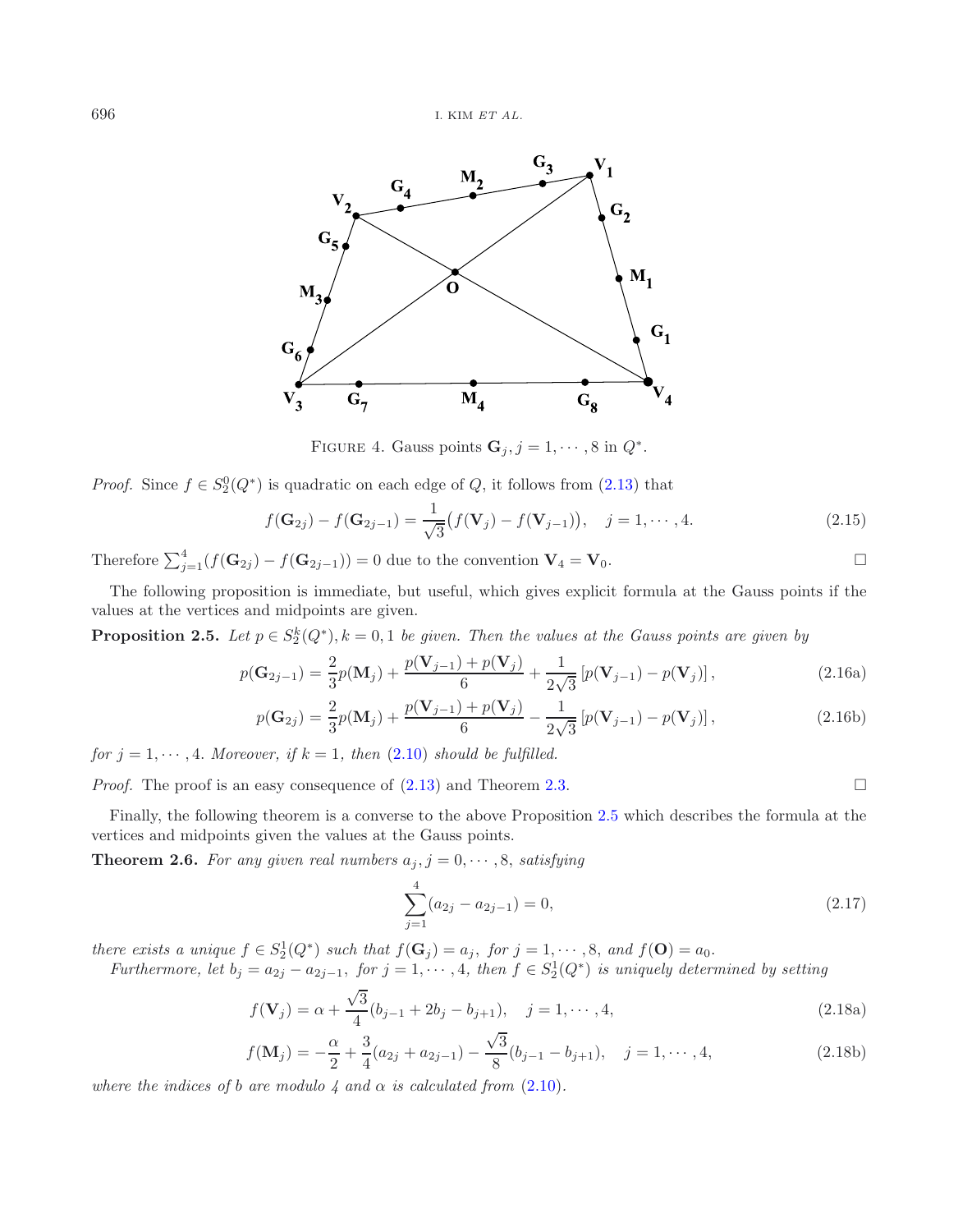FIGURE 4. Gauss points $\mathbf{G}_j, j = 1, \cdots, 8$ in $Q^*$.

*Proof.* Since $f \in S_2^0(Q^*)$ is quadratic on each edge of $Q$, it follows from (2.13) that

$$f(\mathbf{G}_{2j}) - f(\mathbf{G}_{2j-1}) = \frac{1}{\sqrt{3}}\big(f(\mathbf{V}_j) - f(\mathbf{V}_{j-1})\big), \quad j = 1, \cdots, 4. \tag{2.15}$$

Therefore $\sum_{j=1}^{4}(f(\mathbf{G}_{2j}) - f(\mathbf{G}_{2j-1})) = 0$ due to the convention $\mathbf{V}_4 = \mathbf{V}_0$. $\square$

The following proposition is immediate, but useful, which gives explicit formula at the Gauss points if the values at the vertices and midpoints are given.

**Proposition 2.5.** *Let $p \in S_2^k(Q^*), k = 0, 1$ be given. Then the values at the Gauss points are given by*

$$p(\mathbf{G}_{2j-1}) = \frac{2}{3}p(\mathbf{M}_j) + \frac{p(\mathbf{V}_{j-1}) + p(\mathbf{V}_j)}{6} + \frac{1}{2\sqrt{3}}\left[p(\mathbf{V}_{j-1}) - p(\mathbf{V}_j)\right], \tag{2.16a}$$

$$p(\mathbf{G}_{2j}) = \frac{2}{3}p(\mathbf{M}_j) + \frac{p(\mathbf{V}_{j-1}) + p(\mathbf{V}_j)}{6} - \frac{1}{2\sqrt{3}}\left[p(\mathbf{V}_{j-1}) - p(\mathbf{V}_j)\right], \tag{2.16b}$$

*for $j = 1, \cdots, 4$. Moreover, if $k = 1$, then (2.10) should be fulfilled.*

*Proof.* The proof is an easy consequence of (2.13) and Theorem 2.3. $\square$

Finally, the following theorem is a converse to the above Proposition 2.5 which describes the formula at the vertices and midpoints given the values at the Gauss points.

**Theorem 2.6.** *For any given real numbers $a_j, j = 0, \cdots, 8$, satisfying*

$$\sum_{j=1}^{4}(a_{2j} - a_{2j-1}) = 0, \tag{2.17}$$

*there exists a unique $f \in S_2^1(Q^*)$ such that $f(\mathbf{G}_j) = a_j$, for $j = 1, \cdots, 8$, and $f(\mathbf{O}) = a_0$.*

*Furthermore, let $b_j = a_{2j} - a_{2j-1}$, for $j = 1, \cdots, 4$, then $f \in S_2^1(Q^*)$ is uniquely determined by setting*

$$f(\mathbf{V}_j) = \alpha + \frac{\sqrt{3}}{4}(b_{j-1} + 2b_j - b_{j+1}), \quad j = 1, \cdots, 4, \tag{2.18a}$$

$$f(\mathbf{M}_j) = -\frac{\alpha}{2} + \frac{3}{4}(a_{2j} + a_{2j-1}) - \frac{\sqrt{3}}{8}(b_{j-1} - b_{j+1}), \quad j = 1, \cdots, 4, \tag{2.18b}$$

*where the indices of $b$ are modulo 4 and $\alpha$ is calculated from (2.10).*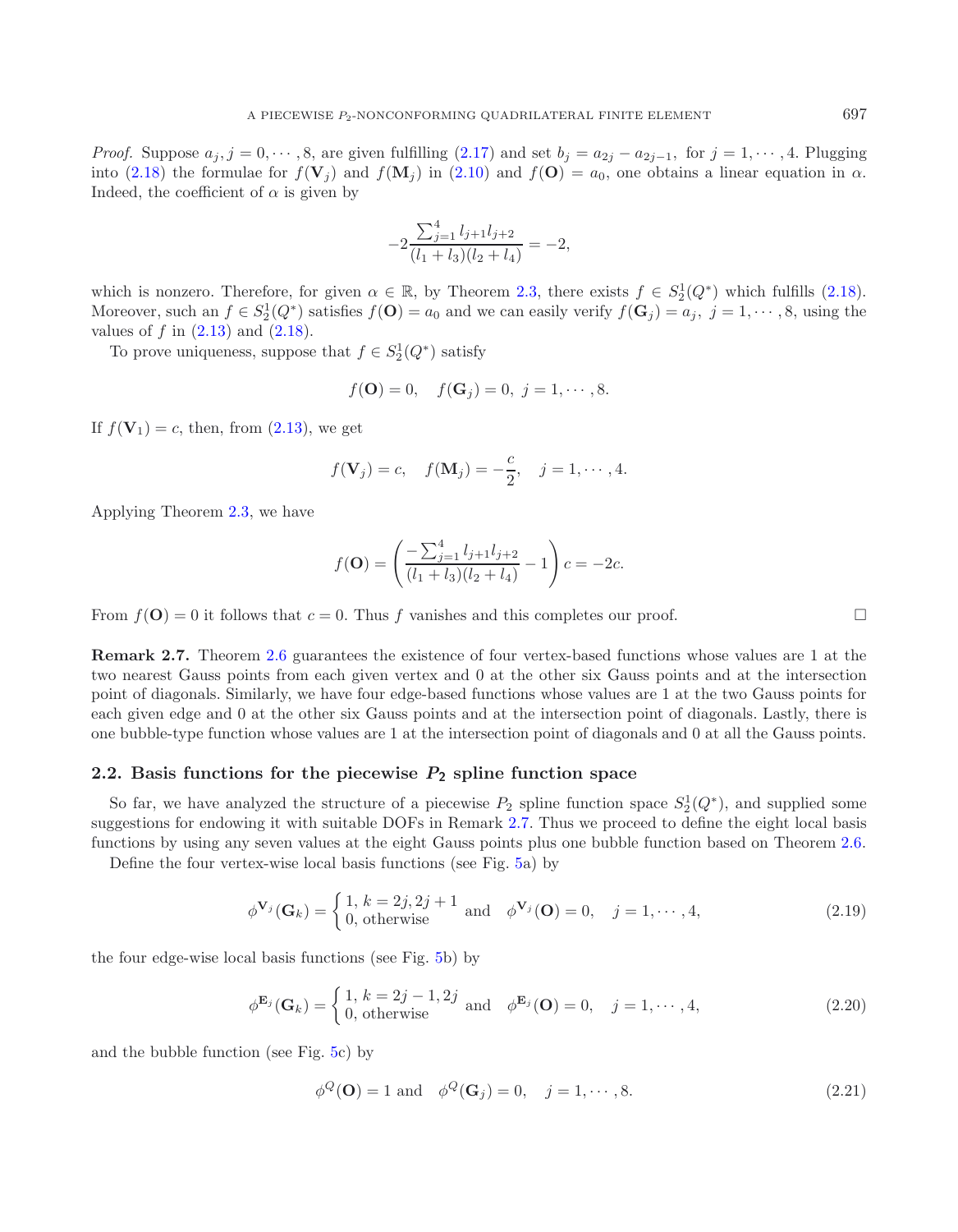*Proof.* Suppose $a_j, j = 0, \cdots, 8$, are given fulfilling (2.17) and set $b_j = a_{2j} - a_{2j-1}$, for $j = 1, \cdots, 4$. Plugging into (2.18) the formulae for $f(\mathbf{V}_j)$ and $f(\mathbf{M}_j)$ in (2.10) and $f(\mathbf{O}) = a_0$, one obtains a linear equation in $\alpha$. Indeed, the coefficient of $\alpha$ is given by

$$-2\frac{\sum_{j=1}^{4} l_{j+1}l_{j+2}}{(l_1 + l_3)(l_2 + l_4)} = -2,$$

which is nonzero. Therefore, for given $\alpha \in \mathbb{R}$, by Theorem 2.3, there exists $f \in S_2^1(Q^*)$ which fulfills (2.18). Moreover, such an $f \in S_2^1(Q^*)$ satisfies $f(\mathbf{O}) = a_0$ and we can easily verify $f(\mathbf{G}_j) = a_j,\ j = 1, \cdots, 8$, using the values of $f$ in (2.13) and (2.18).

To prove uniqueness, suppose that $f \in S_2^1(Q^*)$ satisfy

$$f(\mathbf{O}) = 0, \quad f(\mathbf{G}_j) = 0,\ j = 1, \cdots, 8.$$

If $f(\mathbf{V}_1) = c$, then, from (2.13), we get

$$f(\mathbf{V}_j) = c, \quad f(\mathbf{M}_j) = -\frac{c}{2}, \quad j = 1, \cdots, 4.$$

Applying Theorem 2.3, we have

$$f(\mathbf{O}) = \left(\frac{-\sum_{j=1}^{4} l_{j+1}l_{j+2}}{(l_1 + l_3)(l_2 + l_4)} - 1\right) c = -2c.$$

From $f(\mathbf{O}) = 0$ it follows that $c = 0$. Thus $f$ vanishes and this completes our proof. □

**Remark 2.7.** Theorem 2.6 guarantees the existence of four vertex-based functions whose values are 1 at the two nearest Gauss points from each given vertex and 0 at the other six Gauss points and at the intersection point of diagonals. Similarly, we have four edge-based functions whose values are 1 at the two Gauss points for each given edge and 0 at the other six Gauss points and at the intersection point of diagonals. Lastly, there is one bubble-type function whose values are 1 at the intersection point of diagonals and 0 at all the Gauss points.

### 2.2. Basis functions for the piecewise $P_2$ spline function space

So far, we have analyzed the structure of a piecewise $P_2$ spline function space $S_2^1(Q^*)$, and supplied some suggestions for endowing it with suitable DOFs in Remark 2.7. Thus we proceed to define the eight local basis functions by using any seven values at the eight Gauss points plus one bubble function based on Theorem 2.6.

Define the four vertex-wise local basis functions (see Fig. 5a) by

$$\phi^{\mathbf{V}_j}(\mathbf{G}_k) = \begin{cases} 1,\ k = 2j, 2j+1 \\ 0,\ \text{otherwise} \end{cases} \text{ and } \quad \phi^{\mathbf{V}_j}(\mathbf{O}) = 0, \quad j = 1, \cdots, 4, \tag{2.19}$$

the four edge-wise local basis functions (see Fig. 5b) by

$$\phi^{\mathbf{E}_j}(\mathbf{G}_k) = \begin{cases} 1,\ k = 2j-1, 2j \\ 0,\ \text{otherwise} \end{cases} \text{ and } \quad \phi^{\mathbf{E}_j}(\mathbf{O}) = 0, \quad j = 1, \cdots, 4, \tag{2.20}$$

and the bubble function (see Fig. 5c) by

$$\phi^{Q}(\mathbf{O}) = 1 \text{ and } \quad \phi^{Q}(\mathbf{G}_j) = 0, \quad j = 1, \cdots, 8. \tag{2.21}$$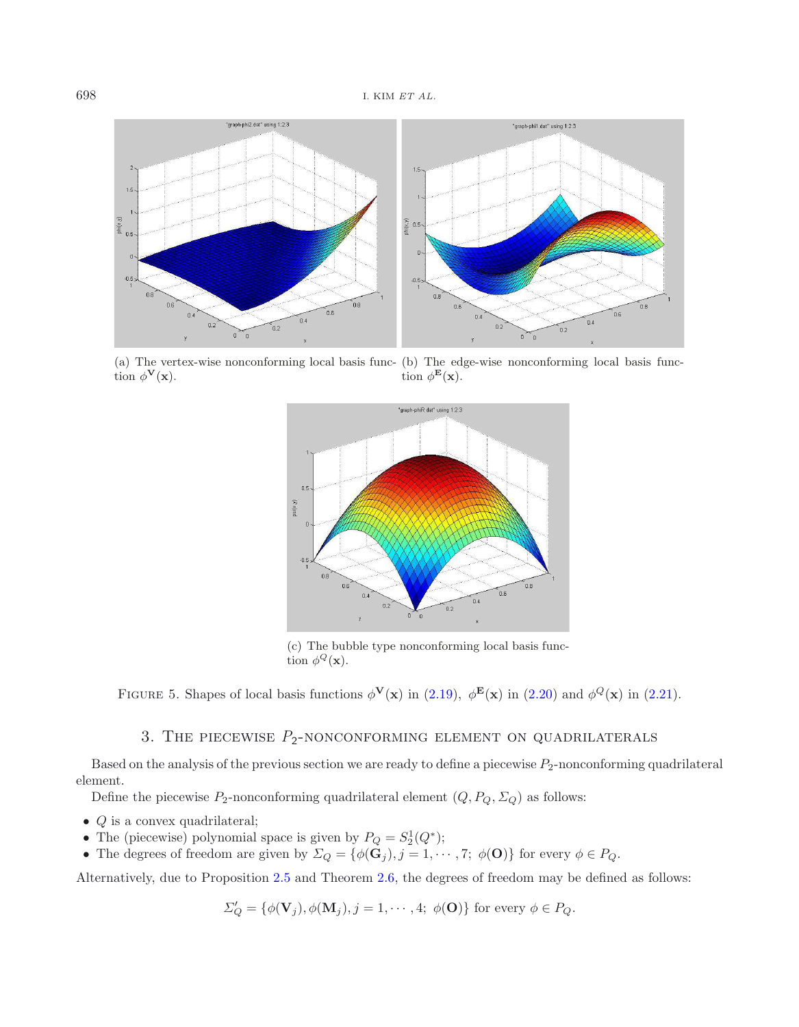(a) The vertex-wise nonconforming local basis function $\phi^{\mathbf{V}}(\mathbf{x})$.

(b) The edge-wise nonconforming local basis function $\phi^{\mathbf{E}}(\mathbf{x})$.

(c) The bubble type nonconforming local basis function $\phi^{Q}(\mathbf{x})$.

FIGURE 5. Shapes of local basis functions $\phi^{\mathbf{V}}(\mathbf{x})$ in (2.19), $\phi^{\mathbf{E}}(\mathbf{x})$ in (2.20) and $\phi^{Q}(\mathbf{x})$ in (2.21).

## 3. The piecewise $P_2$-nonconforming element on quadrilaterals

Based on the analysis of the previous section we are ready to define a piecewise $P_2$-nonconforming quadrilateral element.

Define the piecewise $P_2$-nonconforming quadrilateral element $(Q, P_Q, \Sigma_Q)$ as follows:

- $Q$ is a convex quadrilateral;
- The (piecewise) polynomial space is given by $P_Q = S_2^1(Q^*)$;
- The degrees of freedom are given by $\Sigma_Q = \{\phi(\mathbf{G}_j), j = 1, \cdots, 7;\ \phi(\mathbf{O})\}$ for every $\phi \in P_Q$.

Alternatively, due to Proposition 2.5 and Theorem 2.6, the degrees of freedom may be defined as follows:

$$\Sigma_Q' = \{\phi(\mathbf{V}_j), \phi(\mathbf{M}_j), j = 1, \cdots, 4;\ \phi(\mathbf{O})\} \text{ for every } \phi \in P_Q.$$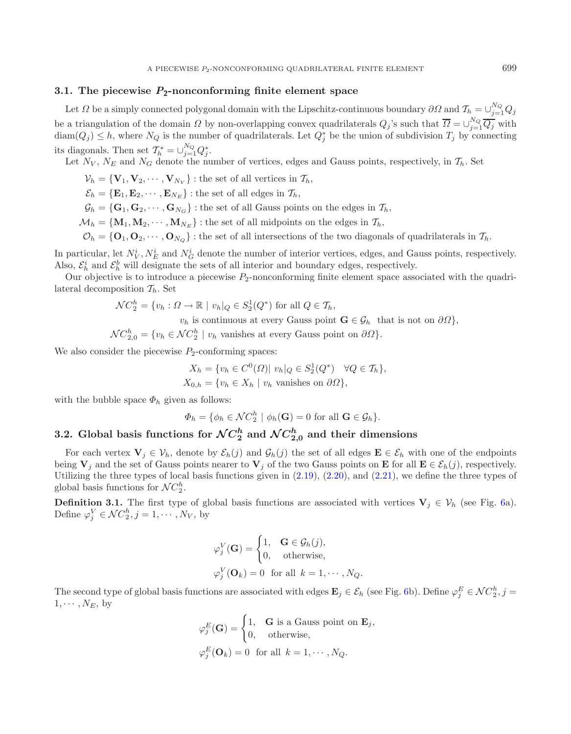### 3.1. The piecewise $P_2$-nonconforming finite element space

Let $\Omega$ be a simply connected polygonal domain with the Lipschitz-continuous boundary $\partial\Omega$ and $\mathcal{T}_h = \cup_{j=1}^{N_Q} Q_j$ be a triangulation of the domain $\Omega$ by non-overlapping convex quadrilaterals $Q_j$'s such that $\overline{\Omega} = \cup_{j=1}^{N_Q} \overline{Q_j}$ with $\operatorname{diam}(Q_j) \leq h$, where $N_Q$ is the number of quadrilaterals. Let $Q_j^*$ be the union of subdivision $T_j$ by connecting its diagonals. Then set $\mathcal{T}_h^* = \cup_{j=1}^{N_Q} Q_j^*$.

Let $N_V$, $N_E$ and $N_G$ denote the number of vertices, edges and Gauss points, respectively, in $\mathcal{T}_h$. Set

$\mathcal{V}_h = \{\mathbf{V}_1, \mathbf{V}_2, \cdots, \mathbf{V}_{N_V}\}$ : the set of all vertices in $\mathcal{T}_h$,

$\mathcal{E}_h = \{\mathbf{E}_1, \mathbf{E}_2, \cdots, \mathbf{E}_{N_E}\}$ : the set of all edges in $\mathcal{T}_h$,

$\mathcal{G}_h = \{\mathbf{G}_1, \mathbf{G}_2, \cdots, \mathbf{G}_{N_G}\}$ : the set of all Gauss points on the edges in $\mathcal{T}_h$,

$\mathcal{M}_h = \{\mathbf{M}_1, \mathbf{M}_2, \cdots, \mathbf{M}_{N_E}\}$ : the set of all midpoints on the edges in $\mathcal{T}_h$,

$\mathcal{O}_h = \{\mathbf{O}_1, \mathbf{O}_2, \cdots, \mathbf{O}_{N_Q}\}$ : the set of all intersections of the two diagonals of quadrilaterals in $\mathcal{T}_h$.

In particular, let $N_V^i, N_E^i$ and $N_G^i$ denote the number of interior vertices, edges, and Gauss points, respectively. Also, $\mathcal{E}_h^i$ and $\mathcal{E}_h^b$ will designate the sets of all interior and boundary edges, respectively.

Our objective is to introduce a piecewise $P_2$-nonconforming finite element space associated with the quadrilateral decomposition $\mathcal{T}_h$. Set

$$\mathcal{NC}_2^h = \{v_h : \Omega \to \mathbb{R} \mid v_h|_Q \in S_2^1(Q^*) \text{ for all } Q \in \mathcal{T}_h,$$
$$v_h \text{ is continuous at every Gauss point } \mathbf{G} \in \mathcal{G}_h \text{ that is not on } \partial\Omega\},$$
$$\mathcal{NC}_{2,0}^h = \{v_h \in \mathcal{NC}_2^h \mid v_h \text{ vanishes at every Gauss point on } \partial\Omega\}.$$

We also consider the piecewise $P_2$-conforming spaces:

$$X_h = \{v_h \in C^0(\Omega) | \ v_h|_Q \in S_2^1(Q^*) \quad \forall Q \in \mathcal{T}_h\},$$
$$X_{0,h} = \{v_h \in X_h \mid v_h \text{ vanishes on } \partial\Omega\},$$

with the bubble space $\Phi_h$ given as follows:

$$\Phi_h = \{\phi_h \in \mathcal{NC}_2^h \mid \phi_h(\mathbf{G}) = 0 \text{ for all } \mathbf{G} \in \mathcal{G}_h\}.$$

### 3.2. Global basis functions for $\mathcal{NC}_2^h$ and $\mathcal{NC}_{2,0}^h$ and their dimensions

For each vertex $\mathbf{V}_j \in \mathcal{V}_h$, denote by $\mathcal{E}_h(j)$ and $\mathcal{G}_h(j)$ the set of all edges $\mathbf{E} \in \mathcal{E}_h$ with one of the endpoints being $\mathbf{V}_j$ and the set of Gauss points nearer to $\mathbf{V}_j$ of the two Gauss points on $\mathbf{E}$ for all $\mathbf{E} \in \mathcal{E}_h(j)$, respectively. Utilizing the three types of local basis functions given in (2.19), (2.20), and (2.21), we define the three types of global basis functions for $\mathcal{NC}_2^h$.

**Definition 3.1.** The first type of global basis functions are associated with vertices $\mathbf{V}_j \in \mathcal{V}_h$ (see Fig. 6a). Define $\varphi_j^V \in \mathcal{NC}_2^h, j = 1, \cdots, N_V$, by

$$\varphi_j^V(\mathbf{G}) = \begin{cases} 1, & \mathbf{G} \in \mathcal{G}_h(j), \\ 0, & \text{otherwise}, \end{cases}$$
$$\varphi_j^V(\mathbf{O}_k) = 0 \ \text{ for all } \ k = 1, \cdots, N_Q.$$

The second type of global basis functions are associated with edges $\mathbf{E}_j \in \mathcal{E}_h$ (see Fig. 6b). Define $\varphi_j^E \in \mathcal{NC}_2^h, j = 1, \cdots, N_E$, by

$$\varphi_j^E(\mathbf{G}) = \begin{cases} 1, & \mathbf{G} \text{ is a Gauss point on } \mathbf{E}_j, \\ 0, & \text{otherwise}, \end{cases}$$
$$\varphi_j^E(\mathbf{O}_k) = 0 \ \text{ for all } \ k = 1, \cdots, N_Q.$$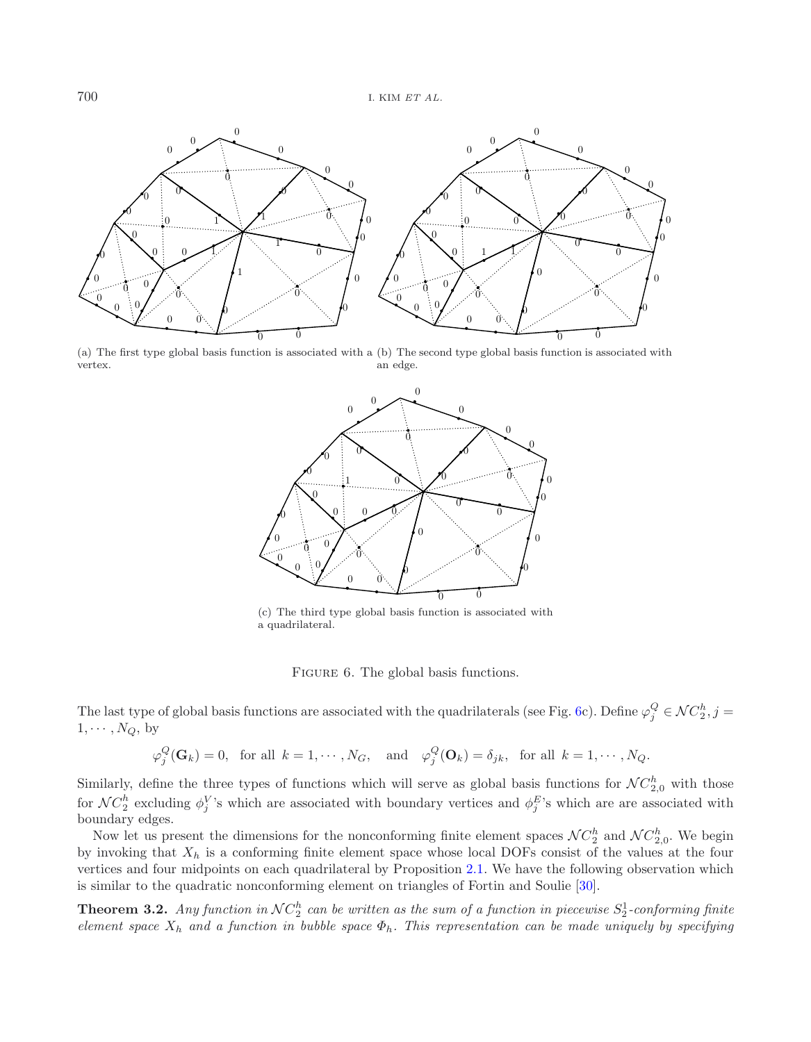(a) The first type global basis function is associated with a vertex.

(b) The second type global basis function is associated with an edge.

(c) The third type global basis function is associated with a quadrilateral.

Figure 6. The global basis functions.

The last type of global basis functions are associated with the quadrilaterals (see Fig. 6c). Define $\varphi_j^Q \in \mathcal{NC}_2^h, j = 1, \cdots, N_Q$, by

$$\varphi_j^Q(\mathbf{G}_k) = 0, \quad \text{for all } k = 1, \cdots, N_G, \quad \text{and} \quad \varphi_j^Q(\mathbf{O}_k) = \delta_{jk}, \quad \text{for all } k = 1, \cdots, N_Q.$$

Similarly, define the three types of functions which will serve as global basis functions for $\mathcal{NC}_{2,0}^h$ with those for $\mathcal{NC}_2^h$ excluding $\phi_j^V$'s which are associated with boundary vertices and $\phi_j^E$'s which are are associated with boundary edges.

Now let us present the dimensions for the nonconforming finite element spaces $\mathcal{NC}_2^h$ and $\mathcal{NC}_{2,0}^h$. We begin by invoking that $X_h$ is a conforming finite element space whose local DOFs consist of the values at the four vertices and four midpoints on each quadrilateral by Proposition 2.1. We have the following observation which is similar to the quadratic nonconforming element on triangles of Fortin and Soulie [30].

**Theorem 3.2.** *Any function in $\mathcal{NC}_2^h$ can be written as the sum of a function in piecewise $S_2^1$-conforming finite element space $X_h$ and a function in bubble space $\Phi_h$. This representation can be made uniquely by specifying*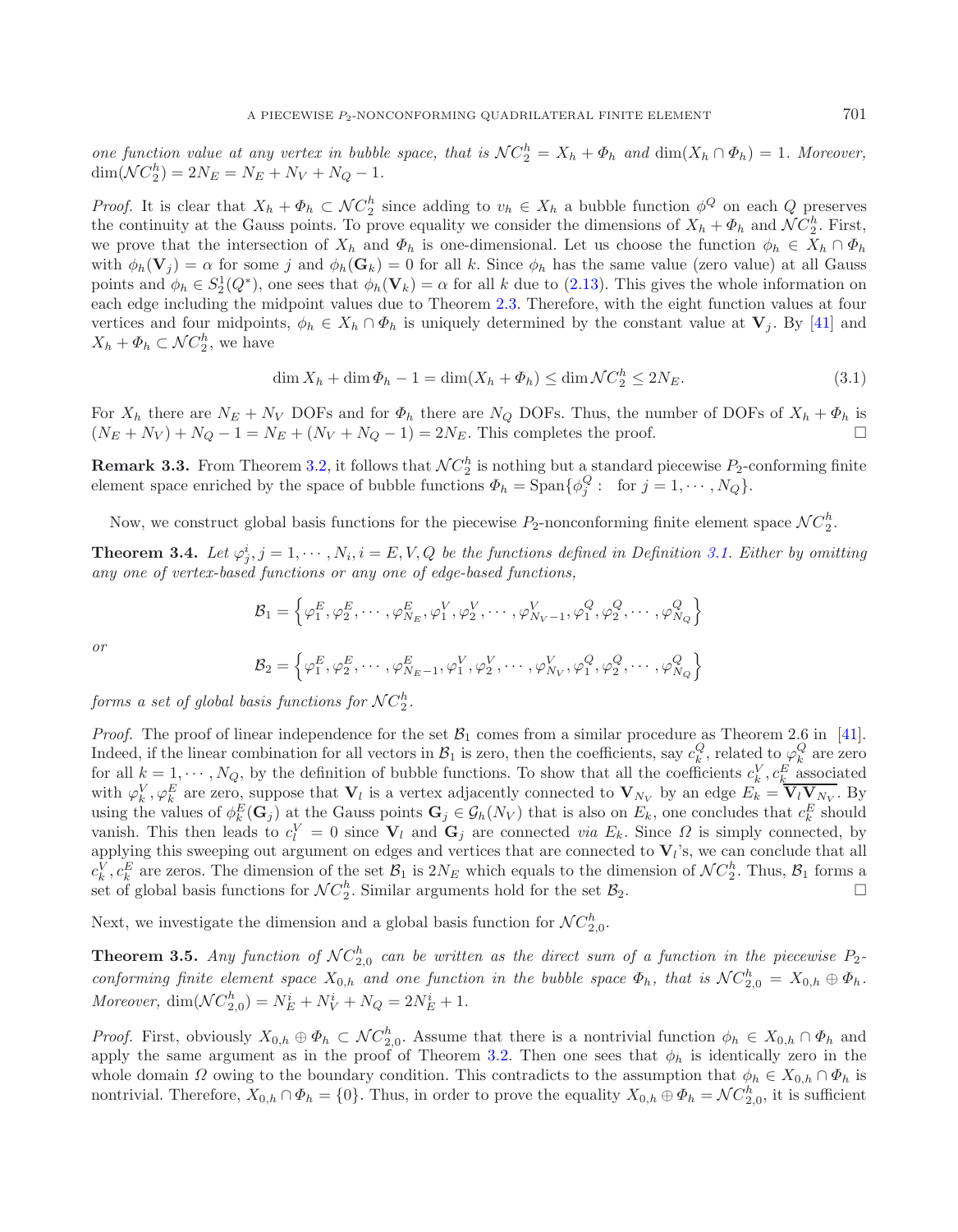*one function value at any vertex in bubble space, that is $\mathcal{NC}_2^h = X_h + \Phi_h$ and $\dim(X_h \cap \Phi_h) = 1$. Moreover, $\dim(\mathcal{NC}_2^h) = 2N_E = N_E + N_V + N_Q - 1$.*

*Proof.* It is clear that $X_h + \Phi_h \subset \mathcal{NC}_2^h$ since adding to $v_h \in X_h$ a bubble function $\phi^Q$ on each $Q$ preserves the continuity at the Gauss points. To prove equality we consider the dimensions of $X_h + \Phi_h$ and $\mathcal{NC}_2^h$. First, we prove that the intersection of $X_h$ and $\Phi_h$ is one-dimensional. Let us choose the function $\phi_h \in X_h \cap \Phi_h$ with $\phi_h(\mathbf{V}_j) = \alpha$ for some $j$ and $\phi_h(\mathbf{G}_k) = 0$ for all $k$. Since $\phi_h$ has the same value (zero value) at all Gauss points and $\phi_h \in S_2^1(Q^*)$, one sees that $\phi_h(\mathbf{V}_k) = \alpha$ for all $k$ due to (2.13). This gives the whole information on each edge including the midpoint values due to Theorem 2.3. Therefore, with the eight function values at four vertices and four midpoints, $\phi_h \in X_h \cap \Phi_h$ is uniquely determined by the constant value at $\mathbf{V}_j$. By [41] and $X_h + \Phi_h \subset \mathcal{NC}_2^h$, we have

$$\dim X_h + \dim \Phi_h - 1 = \dim(X_h + \Phi_h) \leq \dim \mathcal{NC}_2^h \leq 2N_E. \tag{3.1}$$

For $X_h$ there are $N_E + N_V$ DOFs and for $\Phi_h$ there are $N_Q$ DOFs. Thus, the number of DOFs of $X_h + \Phi_h$ is $(N_E + N_V) + N_Q - 1 = N_E + (N_V + N_Q - 1) = 2N_E$. This completes the proof. $\square$

**Remark 3.3.** From Theorem 3.2, it follows that $\mathcal{NC}_2^h$ is nothing but a standard piecewise $P_2$-conforming finite element space enriched by the space of bubble functions $\Phi_h = \text{Span}\{\phi_j^Q : \text{ for } j = 1, \cdots, N_Q\}$.

Now, we construct global basis functions for the piecewise $P_2$-nonconforming finite element space $\mathcal{NC}_2^h$.

**Theorem 3.4.** *Let $\varphi_j^i, j = 1, \cdots, N_i, i = E, V, Q$ be the functions defined in Definition 3.1. Either by omitting any one of vertex-based functions or any one of edge-based functions,*

$$\mathcal{B}_1 = \left\{\varphi_1^E, \varphi_2^E, \cdots, \varphi_{N_E}^E, \varphi_1^V, \varphi_2^V, \cdots, \varphi_{N_V-1}^V, \varphi_1^Q, \varphi_2^Q, \cdots, \varphi_{N_Q}^Q\right\}$$

*or*

$$\mathcal{B}_2 = \left\{\varphi_1^E, \varphi_2^E, \cdots, \varphi_{N_E-1}^E, \varphi_1^V, \varphi_2^V, \cdots, \varphi_{N_V}^V, \varphi_1^Q, \varphi_2^Q, \cdots, \varphi_{N_Q}^Q\right\}$$

*forms a set of global basis functions for $\mathcal{NC}_2^h$.*

*Proof.* The proof of linear independence for the set $\mathcal{B}_1$ comes from a similar procedure as Theorem 2.6 in [41]. Indeed, if the linear combination for all vectors in $\mathcal{B}_1$ is zero, then the coefficients, say $c_k^Q$, related to $\varphi_k^Q$ are zero for all $k = 1, \cdots, N_Q$, by the definition of bubble functions. To show that all the coefficients $c_k^V, c_k^E$ associated with $\varphi_k^V, \varphi_k^E$ are zero, suppose that $\mathbf{V}_l$ is a vertex adjacently connected to $\mathbf{V}_{N_V}$ by an edge $E_k = \overline{\mathbf{V}_l \mathbf{V}_{N_V}}$. By using the values of $\phi_k^E(\mathbf{G}_j)$ at the Gauss points $\mathbf{G}_j \in \mathcal{G}_h(N_V)$ that is also on $E_k$, one concludes that $c_k^E$ should vanish. This then leads to $c_l^V = 0$ since $\mathbf{V}_l$ and $\mathbf{G}_j$ are connected *via* $E_k$. Since $\Omega$ is simply connected, by applying this sweeping out argument on edges and vertices that are connected to $\mathbf{V}_l$'s, we can conclude that all $c_k^V, c_k^E$ are zeros. The dimension of the set $\mathcal{B}_1$ is $2N_E$ which equals to the dimension of $\mathcal{NC}_2^h$. Thus, $\mathcal{B}_1$ forms a set of global basis functions for $\mathcal{NC}_2^h$. Similar arguments hold for the set $\mathcal{B}_2$. $\square$

Next, we investigate the dimension and a global basis function for $\mathcal{NC}_{2,0}^h$.

**Theorem 3.5.** *Any function of $\mathcal{NC}_{2,0}^h$ can be written as the direct sum of a function in the piecewise $P_2$-conforming finite element space $X_{0,h}$ and one function in the bubble space $\Phi_h$, that is $\mathcal{NC}_{2,0}^h = X_{0,h} \oplus \Phi_h$. Moreover, $\dim(\mathcal{NC}_{2,0}^h) = N_E^i + N_V^i + N_Q = 2N_E^i + 1$.*

*Proof.* First, obviously $X_{0,h} \oplus \Phi_h \subset \mathcal{NC}_{2,0}^h$. Assume that there is a nontrivial function $\phi_h \in X_{0,h} \cap \Phi_h$ and apply the same argument as in the proof of Theorem 3.2. Then one sees that $\phi_h$ is identically zero in the whole domain $\Omega$ owing to the boundary condition. This contradicts to the assumption that $\phi_h \in X_{0,h} \cap \Phi_h$ is nontrivial. Therefore, $X_{0,h} \cap \Phi_h = \{0\}$. Thus, in order to prove the equality $X_{0,h} \oplus \Phi_h = \mathcal{NC}_{2,0}^h$, it is sufficient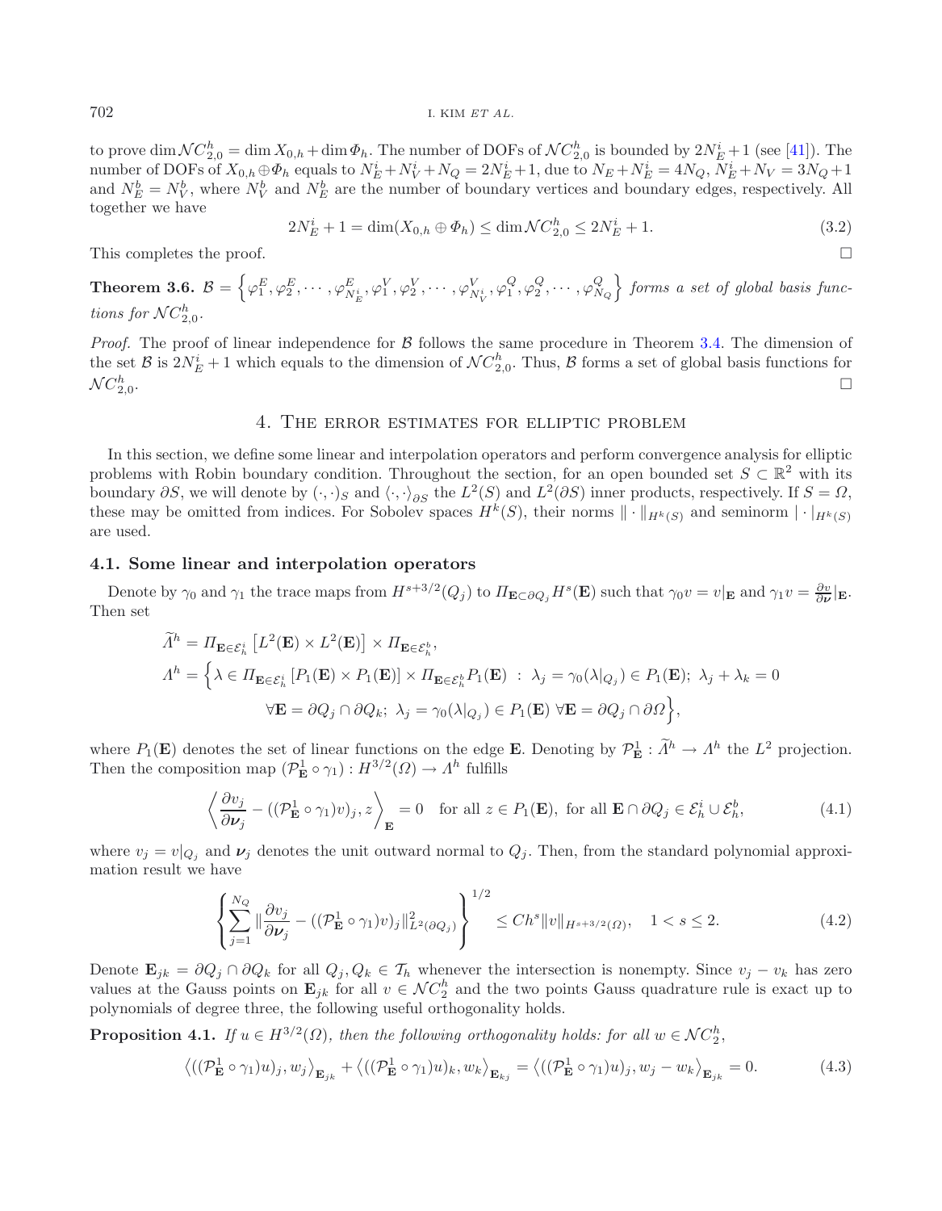to prove $\dim \mathcal{NC}_{2,0}^h = \dim X_{0,h} + \dim \Phi_h$. The number of DOFs of $\mathcal{NC}_{2,0}^h$ is bounded by $2N_E^i + 1$ (see [41]). The number of DOFs of $X_{0,h} \oplus \Phi_h$ equals to $N_E^i + N_V^i + N_Q = 2N_E^i + 1$, due to $N_E + N_E^i = 4N_Q$, $N_E^i + N_V = 3N_Q + 1$ and $N_E^b = N_V^b$, where $N_V^b$ and $N_E^b$ are the number of boundary vertices and boundary edges, respectively. All together we have

$$2N_E^i + 1 = \dim(X_{0,h} \oplus \Phi_h) \leq \dim \mathcal{NC}_{2,0}^h \leq 2N_E^i + 1. \tag{3.2}$$

This completes the proof. □

**Theorem 3.6.** $\mathcal{B} = \left\{ \varphi_1^E, \varphi_2^E, \cdots, \varphi_{N_E^i}^E, \varphi_1^V, \varphi_2^V, \cdots, \varphi_{N_V^i}^V, \varphi_1^Q, \varphi_2^Q, \cdots, \varphi_{N_Q}^Q \right\}$ *forms a set of global basis functions for* $\mathcal{NC}_{2,0}^h$.

*Proof.* The proof of linear independence for $\mathcal{B}$ follows the same procedure in Theorem 3.4. The dimension of the set $\mathcal{B}$ is $2N_E^i + 1$ which equals to the dimension of $\mathcal{NC}_{2,0}^h$. Thus, $\mathcal{B}$ forms a set of global basis functions for $\mathcal{NC}_{2,0}^h$. □

## 4. The error estimates for elliptic problem

In this section, we define some linear and interpolation operators and perform convergence analysis for elliptic problems with Robin boundary condition. Throughout the section, for an open bounded set $S \subset \mathbb{R}^2$ with its boundary $\partial S$, we will denote by $(\cdot,\cdot)_S$ and $\langle \cdot,\cdot \rangle_{\partial S}$ the $L^2(S)$ and $L^2(\partial S)$ inner products, respectively. If $S = \Omega$, these may be omitted from indices. For Sobolev spaces $H^k(S)$, their norms $\|\cdot\|_{H^k(S)}$ and seminorm $|\cdot|_{H^k(S)}$ are used.

### 4.1. Some linear and interpolation operators

Denote by $\gamma_0$ and $\gamma_1$ the trace maps from $H^{s+3/2}(Q_j)$ to $\Pi_{\mathbf{E} \subset \partial Q_j} H^s(\mathbf{E})$ such that $\gamma_0 v = v|_{\mathbf{E}}$ and $\gamma_1 v = \frac{\partial v}{\partial \boldsymbol{\nu}}|_{\mathbf{E}}$. Then set

$$\begin{aligned}
\widetilde{\Lambda}^h &= \Pi_{\mathbf{E} \in \mathcal{E}_h^i} \left[ L^2(\mathbf{E}) \times L^2(\mathbf{E}) \right] \times \Pi_{\mathbf{E} \in \mathcal{E}_h^b}, \\
\Lambda^h &= \Big\{ \lambda \in \Pi_{\mathbf{E} \in \mathcal{E}_h^i} \left[ P_1(\mathbf{E}) \times P_1(\mathbf{E}) \right] \times \Pi_{\mathbf{E} \in \mathcal{E}_h^b} P_1(\mathbf{E}) \ : \ \lambda_j = \gamma_0(\lambda|_{Q_j}) \in P_1(\mathbf{E});\ \lambda_j + \lambda_k = 0 \\
&\qquad \forall \mathbf{E} = \partial Q_j \cap \partial Q_k;\ \lambda_j = \gamma_0(\lambda|_{Q_j}) \in P_1(\mathbf{E})\ \forall \mathbf{E} = \partial Q_j \cap \partial \Omega \Big\},
\end{aligned}$$

where $P_1(\mathbf{E})$ denotes the set of linear functions on the edge $\mathbf{E}$. Denoting by $\mathcal{P}_{\mathbf{E}}^1 : \widetilde{\Lambda}^h \to \Lambda^h$ the $L^2$ projection. Then the composition map $(\mathcal{P}_{\mathbf{E}}^1 \circ \gamma_1) : H^{3/2}(\Omega) \to \Lambda^h$ fulfills

$$\left\langle \frac{\partial v_j}{\partial \boldsymbol{\nu}_j} - ((\mathcal{P}_{\mathbf{E}}^1 \circ \gamma_1)v)_j, z \right\rangle_{\mathbf{E}} = 0 \quad \text{for all } z \in P_1(\mathbf{E}), \text{ for all } \mathbf{E} \cap \partial Q_j \in \mathcal{E}_h^i \cup \mathcal{E}_h^b, \tag{4.1}$$

where $v_j = v|_{Q_j}$ and $\boldsymbol{\nu}_j$ denotes the unit outward normal to $Q_j$. Then, from the standard polynomial approximation result we have

$$\left\{ \sum_{j=1}^{N_Q} \left\| \frac{\partial v_j}{\partial \boldsymbol{\nu}_j} - ((\mathcal{P}_{\mathbf{E}}^1 \circ \gamma_1)v)_j \right\|_{L^2(\partial Q_j)}^2 \right\}^{1/2} \leq Ch^s \|v\|_{H^{s+3/2}(\Omega)}, \quad 1 < s \leq 2. \tag{4.2}$$

Denote $\mathbf{E}_{jk} = \partial Q_j \cap \partial Q_k$ for all $Q_j, Q_k \in \mathcal{T}_h$ whenever the intersection is nonempty. Since $v_j - v_k$ has zero values at the Gauss points on $\mathbf{E}_{jk}$ for all $v \in \mathcal{NC}_2^h$ and the two points Gauss quadrature rule is exact up to polynomials of degree three, the following useful orthogonality holds.

**Proposition 4.1.** *If* $u \in H^{3/2}(\Omega)$*, then the following orthogonality holds: for all* $w \in \mathcal{NC}_2^h$,

$$\left\langle ((\mathcal{P}_{\mathbf{E}}^1 \circ \gamma_1)u)_j, w_j \right\rangle_{\mathbf{E}_{jk}} + \left\langle ((\mathcal{P}_{\mathbf{E}}^1 \circ \gamma_1)u)_k, w_k \right\rangle_{\mathbf{E}_{kj}} = \left\langle ((\mathcal{P}_{\mathbf{E}}^1 \circ \gamma_1)u)_j, w_j - w_k \right\rangle_{\mathbf{E}_{jk}} = 0. \tag{4.3}$$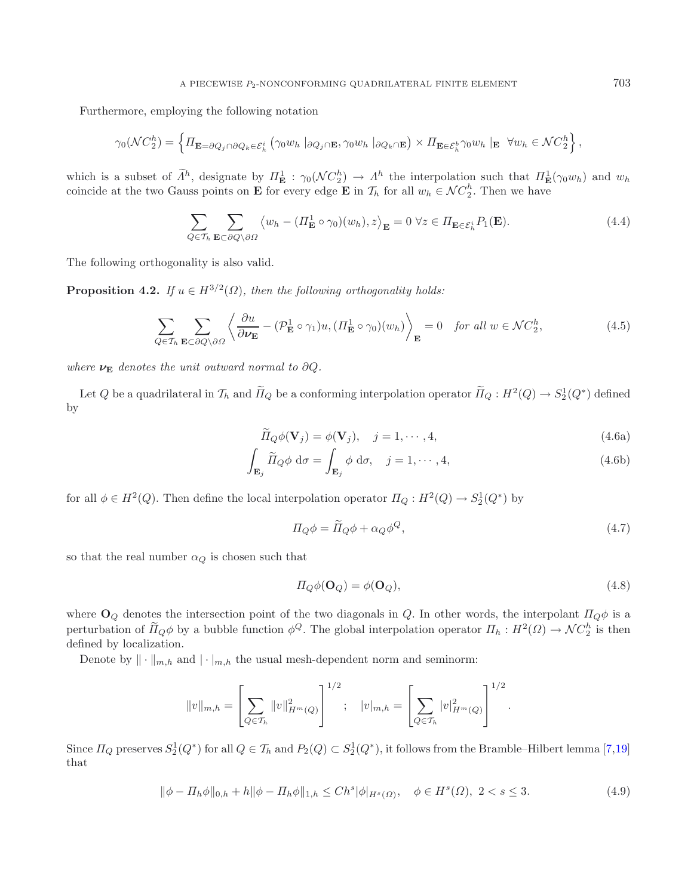Furthermore, employing the following notation

$$\gamma_0(\mathcal{NC}_2^h) = \left\{ \Pi_{\mathbf{E}=\partial Q_j \cap \partial Q_k \in \mathcal{E}_h^i} \left( \gamma_0 w_h \mid_{\partial Q_j \cap \mathbf{E}}, \gamma_0 w_h \mid_{\partial Q_k \cap \mathbf{E}} \right) \times \Pi_{\mathbf{E} \in \mathcal{E}_h^b} \gamma_0 w_h \mid_{\mathbf{E}} \ \ \forall w_h \in \mathcal{NC}_2^h \right\},$$

which is a subset of $\widetilde{\Lambda}^h$, designate by $\Pi_{\mathbf{E}}^1 : \gamma_0(\mathcal{NC}_2^h) \to \Lambda^h$ the interpolation such that $\Pi_{\mathbf{E}}^1(\gamma_0 w_h)$ and $w_h$ coincide at the two Gauss points on $\mathbf{E}$ for every edge $\mathbf{E}$ in $\mathcal{T}_h$ for all $w_h \in \mathcal{NC}_2^h$. Then we have

$$\sum_{Q \in \mathcal{T}_h} \sum_{\mathbf{E} \subset \partial Q \setminus \partial \Omega} \left\langle w_h - (\Pi_{\mathbf{E}}^1 \circ \gamma_0)(w_h), z \right\rangle_{\mathbf{E}} = 0 \ \forall z \in \Pi_{\mathbf{E} \in \mathcal{E}_h^i} P_1(\mathbf{E}). \tag{4.4}$$

The following orthogonality is also valid.

**Proposition 4.2.** *If $u \in H^{3/2}(\Omega)$, then the following orthogonality holds:*

$$\sum_{Q \in \mathcal{T}_h} \sum_{\mathbf{E} \subset \partial Q \setminus \partial \Omega} \left\langle \frac{\partial u}{\partial \boldsymbol{\nu}_{\mathbf{E}}} - (\mathcal{P}_{\mathbf{E}}^1 \circ \gamma_1) u, (\Pi_{\mathbf{E}}^1 \circ \gamma_0)(w_h) \right\rangle_{\mathbf{E}} = 0 \quad \text{for all } w \in \mathcal{NC}_2^h, \tag{4.5}$$

*where $\boldsymbol{\nu}_{\mathbf{E}}$ denotes the unit outward normal to $\partial Q$.*

Let $Q$ be a quadrilateral in $\mathcal{T}_h$ and $\widetilde{\Pi}_Q$ be a conforming interpolation operator $\widetilde{\Pi}_Q : H^2(Q) \to S_2^1(Q^*)$ defined by

$$\widetilde{\Pi}_Q \phi(\mathbf{V}_j) = \phi(\mathbf{V}_j), \quad j = 1, \cdots, 4, \tag{4.6a}$$

$$\int_{\mathbf{E}_j} \widetilde{\Pi}_Q \phi \ \mathrm{d}\sigma = \int_{\mathbf{E}_j} \phi \ \mathrm{d}\sigma, \quad j = 1, \cdots, 4, \tag{4.6b}$$

for all $\phi \in H^2(Q)$. Then define the local interpolation operator $\Pi_Q : H^2(Q) \to S_2^1(Q^*)$ by

$$\Pi_Q \phi = \widetilde{\Pi}_Q \phi + \alpha_Q \phi^Q, \tag{4.7}$$

so that the real number $\alpha_Q$ is chosen such that

$$\Pi_Q \phi(\mathbf{O}_Q) = \phi(\mathbf{O}_Q), \tag{4.8}$$

where $\mathbf{O}_Q$ denotes the intersection point of the two diagonals in $Q$. In other words, the interpolant $\Pi_Q \phi$ is a perturbation of $\widetilde{\Pi}_Q \phi$ by a bubble function $\phi^Q$. The global interpolation operator $\Pi_h : H^2(\Omega) \to \mathcal{NC}_2^h$ is then defined by localization.

Denote by $\| \cdot \|_{m,h}$ and $| \cdot |_{m,h}$ the usual mesh-dependent norm and seminorm:

$$\|v\|_{m,h} = \left[ \sum_{Q \in \mathcal{T}_h} \|v\|_{H^m(Q)}^2 \right]^{1/2} ; \quad |v|_{m,h} = \left[ \sum_{Q \in \mathcal{T}_h} |v|_{H^m(Q)}^2 \right]^{1/2}.$$

Since $\Pi_Q$ preserves $S_2^1(Q^*)$ for all $Q \in \mathcal{T}_h$ and $P_2(Q) \subset S_2^1(Q^*)$, it follows from the Bramble–Hilbert lemma [7,19] that

$$\|\phi - \Pi_h \phi\|_{0,h} + h \|\phi - \Pi_h \phi\|_{1,h} \le C h^s |\phi|_{H^s(\Omega)}, \quad \phi \in H^s(\Omega), \ 2 < s \le 3. \tag{4.9}$$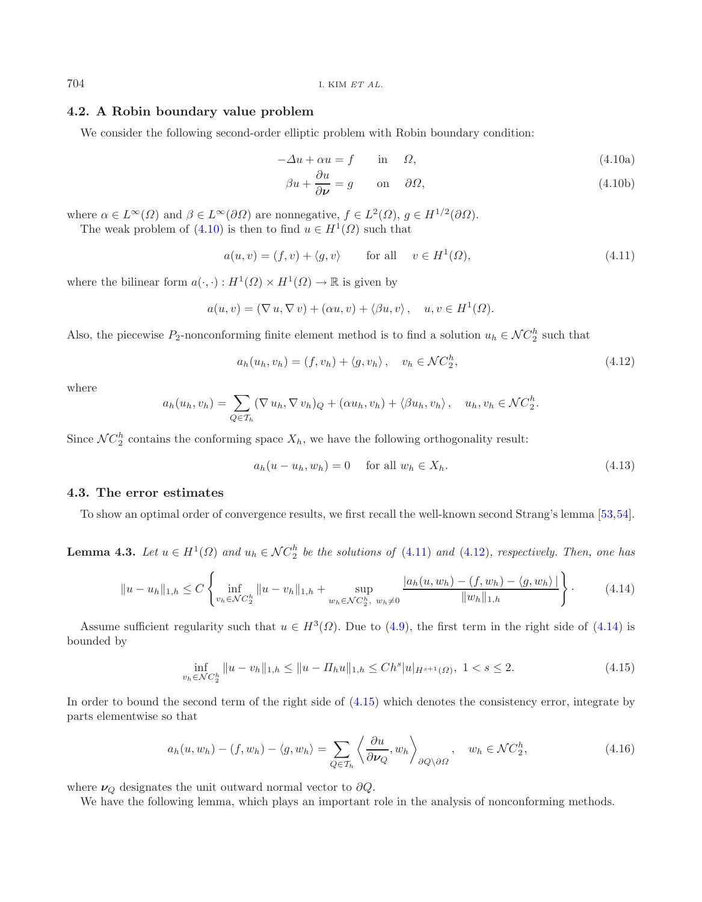### 4.2. A Robin boundary value problem

We consider the following second-order elliptic problem with Robin boundary condition:

$$-\Delta u + \alpha u = f \qquad \text{in} \quad \Omega, \tag{4.10a}$$

$$\beta u + \frac{\partial u}{\partial \boldsymbol{\nu}} = g \qquad \text{on} \quad \partial\Omega, \tag{4.10b}$$

where $\alpha \in L^\infty(\Omega)$ and $\beta \in L^\infty(\partial\Omega)$ are nonnegative, $f \in L^2(\Omega)$, $g \in H^{1/2}(\partial\Omega)$.

The weak problem of (4.10) is then to find $u \in H^1(\Omega)$ such that

$$a(u, v) = (f, v) + \langle g, v\rangle \qquad \text{for all} \quad v \in H^1(\Omega), \tag{4.11}$$

where the bilinear form $a(\cdot,\cdot) : H^1(\Omega) \times H^1(\Omega) \to \mathbb{R}$ is given by

$$a(u, v) = (\nabla u, \nabla v) + (\alpha u, v) + \langle \beta u, v\rangle, \quad u, v \in H^1(\Omega).$$

Also, the piecewise $P_2$-nonconforming finite element method is to find a solution $u_h \in \mathcal{NC}_2^h$ such that

$$a_h(u_h, v_h) = (f, v_h) + \langle g, v_h\rangle, \quad v_h \in \mathcal{NC}_2^h, \tag{4.12}$$

where

$$a_h(u_h, v_h) = \sum_{Q\in\mathcal{T}_h} (\nabla u_h, \nabla v_h)_Q + (\alpha u_h, v_h) + \langle \beta u_h, v_h\rangle, \quad u_h, v_h \in \mathcal{NC}_2^h.$$

Since $\mathcal{NC}_2^h$ contains the conforming space $X_h$, we have the following orthogonality result:

$$a_h(u - u_h, w_h) = 0 \quad \text{for all } w_h \in X_h. \tag{4.13}$$

### 4.3. The error estimates

To show an optimal order of convergence results, we first recall the well-known second Strang's lemma [53,54].

**Lemma 4.3.** *Let $u \in H^1(\Omega)$ and $u_h \in \mathcal{NC}_2^h$ be the solutions of (4.11) and (4.12), respectively. Then, one has*

$$\|u - u_h\|_{1,h} \le C \left\{ \inf_{v_h\in\mathcal{NC}_2^h} \|u - v_h\|_{1,h} + \sup_{w_h\in\mathcal{NC}_2^h,\ w_h\ne 0} \frac{|a_h(u, w_h) - (f, w_h) - \langle g, w_h\rangle|}{\|w_h\|_{1,h}} \right\}. \tag{4.14}$$

Assume sufficient regularity such that $u \in H^3(\Omega)$. Due to (4.9), the first term in the right side of (4.14) is bounded by

$$\inf_{v_h\in\mathcal{NC}_2^h} \|u - v_h\|_{1,h} \le \|u - \Pi_h u\|_{1,h} \le Ch^s |u|_{H^{s+1}(\Omega)},\ 1 < s \le 2. \tag{4.15}$$

In order to bound the second term of the right side of (4.15) which denotes the consistency error, integrate by parts elementwise so that

$$a_h(u, w_h) - (f, w_h) - \langle g, w_h\rangle = \sum_{Q\in\mathcal{T}_h} \left\langle \frac{\partial u}{\partial \boldsymbol{\nu}_Q}, w_h \right\rangle_{\partial Q\setminus\partial\Omega}, \quad w_h \in \mathcal{NC}_2^h, \tag{4.16}$$

where $\boldsymbol{\nu}_Q$ designates the unit outward normal vector to $\partial Q$.

We have the following lemma, which plays an important role in the analysis of nonconforming methods.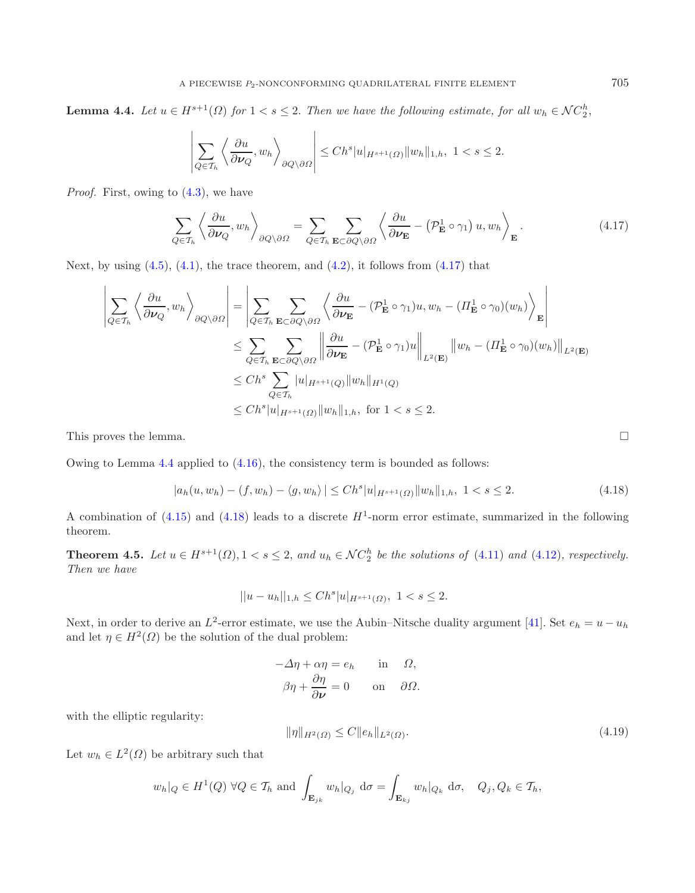**Lemma 4.4.** *Let $u \in H^{s+1}(\Omega)$ for $1 < s \le 2$. Then we have the following estimate, for all $w_h \in \mathcal{NC}_2^h$,*

$$\left| \sum_{Q\in\mathcal{T}_h} \left\langle \frac{\partial u}{\partial \boldsymbol{\nu}_Q}, w_h \right\rangle_{\partial Q\setminus\partial\Omega} \right| \le Ch^s |u|_{H^{s+1}(\Omega)} \|w_h\|_{1,h},\ 1 < s \le 2.$$

*Proof.* First, owing to (4.3), we have

$$\sum_{Q\in\mathcal{T}_h} \left\langle \frac{\partial u}{\partial \boldsymbol{\nu}_Q}, w_h \right\rangle_{\partial Q\setminus\partial\Omega} = \sum_{Q\in\mathcal{T}_h} \sum_{\mathbf{E}\subset\partial Q\setminus\partial\Omega} \left\langle \frac{\partial u}{\partial \boldsymbol{\nu}_{\mathbf{E}}} - \left(\mathcal{P}_{\mathbf{E}}^1 \circ \gamma_1\right) u, w_h \right\rangle_{\mathbf{E}}. \tag{4.17}$$

Next, by using (4.5), (4.1), the trace theorem, and (4.2), it follows from (4.17) that

$$\begin{aligned}
\left| \sum_{Q\in\mathcal{T}_h} \left\langle \frac{\partial u}{\partial \boldsymbol{\nu}_Q}, w_h \right\rangle_{\partial Q\setminus\partial\Omega} \right| &= \left| \sum_{Q\in\mathcal{T}_h} \sum_{\mathbf{E}\subset\partial Q\setminus\partial\Omega} \left\langle \frac{\partial u}{\partial \boldsymbol{\nu}_{\mathbf{E}}} - (\mathcal{P}_{\mathbf{E}}^1 \circ \gamma_1)u, w_h - (\Pi_{\mathbf{E}}^1 \circ \gamma_0)(w_h) \right\rangle_{\mathbf{E}} \right| \\
&\le \sum_{Q\in\mathcal{T}_h} \sum_{\mathbf{E}\subset\partial Q\setminus\partial\Omega} \left\| \frac{\partial u}{\partial \boldsymbol{\nu}_{\mathbf{E}}} - (\mathcal{P}_{\mathbf{E}}^1 \circ \gamma_1)u \right\|_{L^2(\mathbf{E})} \left\| w_h - (\Pi_{\mathbf{E}}^1 \circ \gamma_0)(w_h) \right\|_{L^2(\mathbf{E})} \\
&\le Ch^s \sum_{Q\in\mathcal{T}_h} |u|_{H^{s+1}(Q)} \|w_h\|_{H^1(Q)} \\
&\le Ch^s |u|_{H^{s+1}(\Omega)} \|w_h\|_{1,h},\ \text{for } 1 < s \le 2.
\end{aligned}$$

This proves the lemma. $\square$

Owing to Lemma 4.4 applied to (4.16), the consistency term is bounded as follows:

$$|a_h(u, w_h) - (f, w_h) - \langle g, w_h\rangle| \le Ch^s |u|_{H^{s+1}(\Omega)} \|w_h\|_{1,h},\ 1 < s \le 2. \tag{4.18}$$

A combination of (4.15) and (4.18) leads to a discrete $H^1$-norm error estimate, summarized in the following theorem.

**Theorem 4.5.** *Let $u \in H^{s+1}(\Omega), 1 < s \le 2$, and $u_h \in \mathcal{NC}_2^h$ be the solutions of (4.11) and (4.12), respectively. Then we have*

$$||u - u_h||_{1,h} \le Ch^s |u|_{H^{s+1}(\Omega)},\ 1 < s \le 2.$$

Next, in order to derive an $L^2$-error estimate, we use the Aubin–Nitsche duality argument [41]. Set $e_h = u - u_h$ and let $\eta \in H^2(\Omega)$ be the solution of the dual problem:

$$\begin{aligned}
-\Delta\eta + \alpha\eta = e_h \qquad &\text{in} \quad \Omega, \\
\beta\eta + \frac{\partial \eta}{\partial \boldsymbol{\nu}} = 0 \qquad &\text{on} \quad \partial\Omega.
\end{aligned}$$

with the elliptic regularity:

$$\|\eta\|_{H^2(\Omega)} \le C\|e_h\|_{L^2(\Omega)}. \tag{4.19}$$

Let $w_h \in L^2(\Omega)$ be arbitrary such that

$$w_h|_Q \in H^1(Q)\ \forall Q \in \mathcal{T}_h \text{ and } \int_{\mathbf{E}_{jk}} w_h|_{Q_j}\, \mathrm{d}\sigma = \int_{\mathbf{E}_{kj}} w_h|_{Q_k}\, \mathrm{d}\sigma, \quad Q_j, Q_k \in \mathcal{T}_h,$$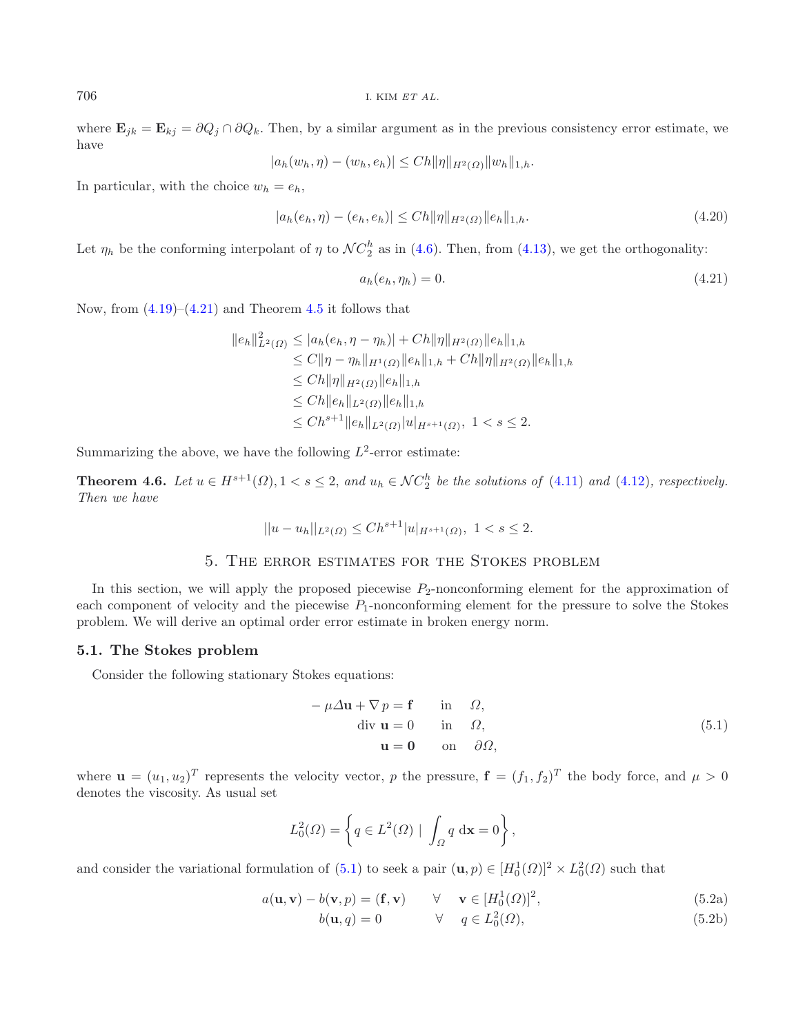where $\mathbf{E}_{jk} = \mathbf{E}_{kj} = \partial Q_j \cap \partial Q_k$. Then, by a similar argument as in the previous consistency error estimate, we have

$$|a_h(w_h, \eta) - (w_h, e_h)| \leq Ch\|\eta\|_{H^2(\Omega)}\|w_h\|_{1,h}.$$

In particular, with the choice $w_h = e_h$,

$$|a_h(e_h, \eta) - (e_h, e_h)| \leq Ch\|\eta\|_{H^2(\Omega)}\|e_h\|_{1,h}. \tag{4.20}$$

Let $\eta_h$ be the conforming interpolant of $\eta$ to $\mathcal{NC}_2^h$ as in (4.6). Then, from (4.13), we get the orthogonality:

$$a_h(e_h, \eta_h) = 0. \tag{4.21}$$

Now, from (4.19)–(4.21) and Theorem 4.5 it follows that

$$\begin{aligned}
\|e_h\|^2_{L^2(\Omega)} &\leq |a_h(e_h, \eta - \eta_h)| + Ch\|\eta\|_{H^2(\Omega)}\|e_h\|_{1,h} \\
&\leq C\|\eta - \eta_h\|_{H^1(\Omega)}\|e_h\|_{1,h} + Ch\|\eta\|_{H^2(\Omega)}\|e_h\|_{1,h} \\
&\leq Ch\|\eta\|_{H^2(\Omega)}\|e_h\|_{1,h} \\
&\leq Ch\|e_h\|_{L^2(\Omega)}\|e_h\|_{1,h} \\
&\leq Ch^{s+1}\|e_h\|_{L^2(\Omega)}|u|_{H^{s+1}(\Omega)}, \ 1 < s \leq 2.
\end{aligned}$$

Summarizing the above, we have the following $L^2$-error estimate:

**Theorem 4.6.** *Let $u \in H^{s+1}(\Omega), 1 < s \leq 2$, and $u_h \in \mathcal{NC}_2^h$ be the solutions of (4.11) and (4.12), respectively. Then we have*

$$||u - u_h||_{L^2(\Omega)} \leq Ch^{s+1}|u|_{H^{s+1}(\Omega)}, \ 1 < s \leq 2.$$

## 5. The error estimates for the Stokes problem

In this section, we will apply the proposed piecewise $P_2$-nonconforming element for the approximation of each component of velocity and the piecewise $P_1$-nonconforming element for the pressure to solve the Stokes problem. We will derive an optimal order error estimate in broken energy norm.

### 5.1. The Stokes problem

Consider the following stationary Stokes equations:

$$\begin{aligned}
-\mu\Delta\mathbf{u} + \nabla p &= \mathbf{f} \qquad \text{in} \quad \Omega, \\
\operatorname{div} \mathbf{u} &= 0 \qquad \text{in} \quad \Omega, \\
\mathbf{u} &= \mathbf{0} \qquad \text{on} \quad \partial\Omega,
\end{aligned} \tag{5.1}$$

where $\mathbf{u} = (u_1, u_2)^T$ represents the velocity vector, $p$ the pressure, $\mathbf{f} = (f_1, f_2)^T$ the body force, and $\mu > 0$ denotes the viscosity. As usual set

$$L_0^2(\Omega) = \left\{ q \in L^2(\Omega) \mid \int_\Omega q \, \mathrm{d}\mathbf{x} = 0 \right\},$$

and consider the variational formulation of (5.1) to seek a pair $(\mathbf{u}, p) \in [H_0^1(\Omega)]^2 \times L_0^2(\Omega)$ such that

$$a(\mathbf{u}, \mathbf{v}) - b(\mathbf{v}, p) = (\mathbf{f}, \mathbf{v}) \qquad \forall \quad \mathbf{v} \in [H_0^1(\Omega)]^2, \tag{5.2a}$$

$$b(\mathbf{u}, q) = 0 \qquad \forall \quad q \in L_0^2(\Omega), \tag{5.2b}$$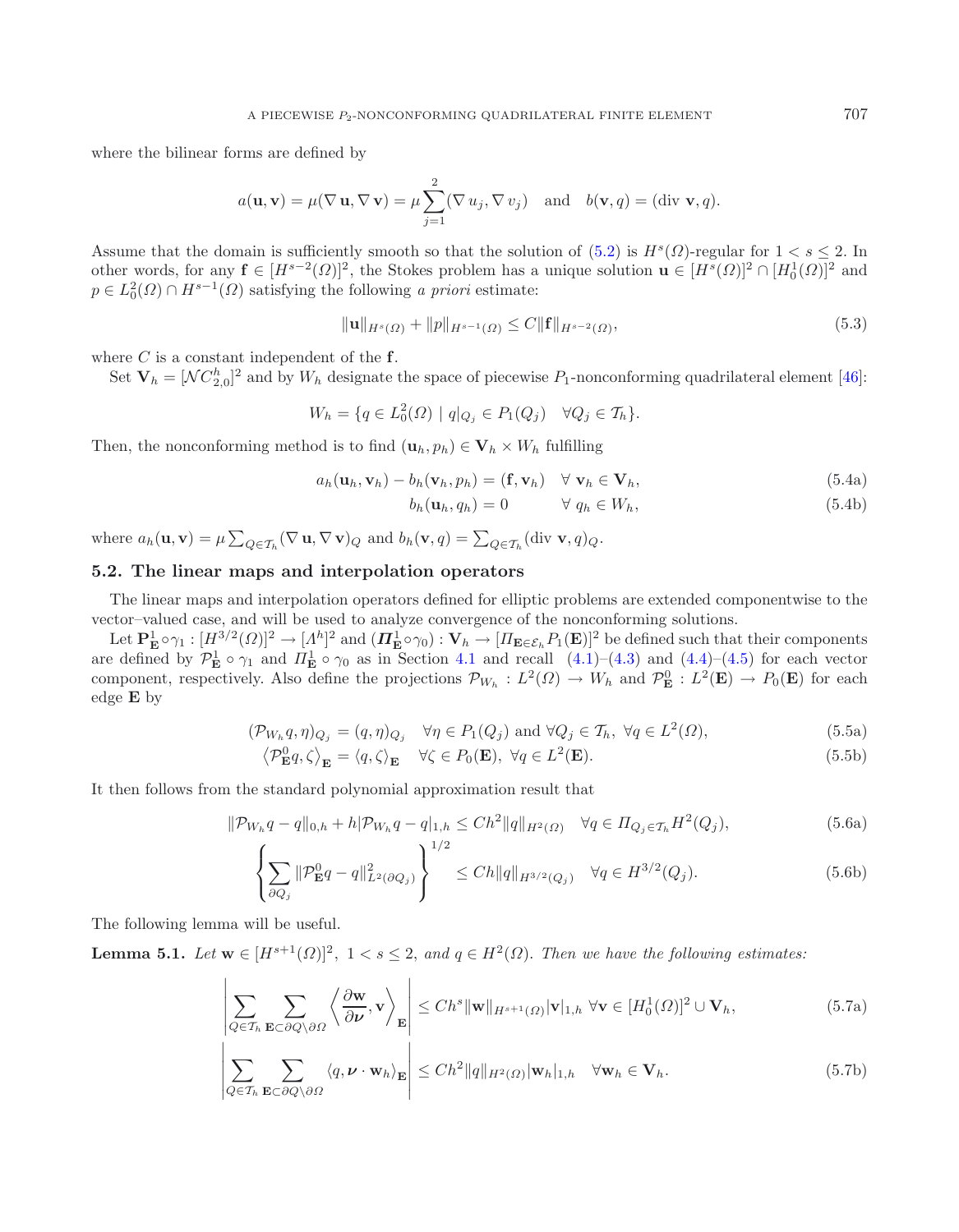where the bilinear forms are defined by

$$a(\mathbf{u},\mathbf{v}) = \mu(\nabla\,\mathbf{u},\nabla\,\mathbf{v}) = \mu\sum_{j=1}^{2}(\nabla\,u_j,\nabla\,v_j) \quad \text{and} \quad b(\mathbf{v},q) = (\text{div}\;\mathbf{v},q).$$

Assume that the domain is sufficiently smooth so that the solution of (5.2) is $H^s(\Omega)$-regular for $1 < s \le 2$. In other words, for any $\mathbf{f} \in [H^{s-2}(\Omega)]^2$, the Stokes problem has a unique solution $\mathbf{u} \in [H^s(\Omega)]^2 \cap [H_0^1(\Omega)]^2$ and $p \in L_0^2(\Omega) \cap H^{s-1}(\Omega)$ satisfying the following *a priori* estimate:

$$\|\mathbf{u}\|_{H^s(\Omega)} + \|p\|_{H^{s-1}(\Omega)} \le C\|\mathbf{f}\|_{H^{s-2}(\Omega)}, \tag{5.3}$$

where $C$ is a constant independent of the $\mathbf{f}$.

Set $\mathbf{V}_h = [\mathcal{N}C_{2,0}^h]^2$ and by $W_h$ designate the space of piecewise $P_1$-nonconforming quadrilateral element [46]:

$$W_h = \{q \in L_0^2(\Omega) \mid q|_{Q_j} \in P_1(Q_j) \quad \forall Q_j \in \mathcal{T}_h\}.$$

Then, the nonconforming method is to find $(\mathbf{u}_h, p_h) \in \mathbf{V}_h \times W_h$ fulfilling

$$a_h(\mathbf{u}_h,\mathbf{v}_h) - b_h(\mathbf{v}_h,p_h) = (\mathbf{f},\mathbf{v}_h) \quad \forall\;\mathbf{v}_h \in \mathbf{V}_h, \tag{5.4a}$$

$$b_h(\mathbf{u}_h,q_h) = 0 \qquad \forall\;q_h \in W_h, \tag{5.4b}$$

where $a_h(\mathbf{u},\mathbf{v}) = \mu\sum_{Q\in\mathcal{T}_h}(\nabla\,\mathbf{u},\nabla\,\mathbf{v})_Q$ and $b_h(\mathbf{v},q) = \sum_{Q\in\mathcal{T}_h}(\text{div}\;\mathbf{v},q)_Q$.

## 5.2. The linear maps and interpolation operators

The linear maps and interpolation operators defined for elliptic problems are extended componentwise to the vector–valued case, and will be used to analyze convergence of the nonconforming solutions.

Let $\mathbf{P}_{\mathbf{E}}^1 \circ \gamma_1 : [H^{3/2}(\Omega)]^2 \to [\Lambda^h]^2$ and $(\boldsymbol{\Pi}_{\mathbf{E}}^1 \circ \gamma_0) : \mathbf{V}_h \to [\Pi_{\mathbf{E}\in\mathcal{E}_h}P_1(\mathbf{E})]^2$ be defined such that their components are defined by $\mathcal{P}_{\mathbf{E}}^1 \circ \gamma_1$ and $\Pi_{\mathbf{E}}^1 \circ \gamma_0$ as in Section 4.1 and recall (4.1)–(4.3) and (4.4)–(4.5) for each vector component, respectively. Also define the projections $\mathcal{P}_{W_h} : L^2(\Omega) \to W_h$ and $\mathcal{P}_{\mathbf{E}}^0 : L^2(\mathbf{E}) \to P_0(\mathbf{E})$ for each edge $\mathbf{E}$ by

$$(\mathcal{P}_{W_h}q,\eta)_{Q_j} = (q,\eta)_{Q_j} \quad \forall \eta \in P_1(Q_j) \text{ and } \forall Q_j \in \mathcal{T}_h,\ \forall q \in L^2(\Omega), \tag{5.5a}$$

$$\left\langle \mathcal{P}_{\mathbf{E}}^0 q,\zeta\right\rangle_{\mathbf{E}} = \langle q,\zeta\rangle_{\mathbf{E}} \quad \forall \zeta \in P_0(\mathbf{E}),\ \forall q \in L^2(\mathbf{E}). \tag{5.5b}$$

It then follows from the standard polynomial approximation result that

$$\|\mathcal{P}_{W_h}q - q\|_{0,h} + h|\mathcal{P}_{W_h}q - q|_{1,h} \le Ch^2\|q\|_{H^2(\Omega)} \quad \forall q \in \Pi_{Q_j\in\mathcal{T}_h}H^2(Q_j), \tag{5.6a}$$

$$\left\{\sum_{\partial Q_j}\|\mathcal{P}_{\mathbf{E}}^0 q - q\|_{L^2(\partial Q_j)}^2\right\}^{1/2} \le Ch\|q\|_{H^{3/2}(Q_j)} \quad \forall q \in H^{3/2}(Q_j). \tag{5.6b}$$

The following lemma will be useful.

**Lemma 5.1.** *Let $\mathbf{w} \in [H^{s+1}(\Omega)]^2,\ 1 < s \le 2$, and $q \in H^2(\Omega)$. Then we have the following estimates:*

$$\left|\sum_{Q\in\mathcal{T}_h}\sum_{\mathbf{E}\subset\partial Q\setminus\partial\Omega}\left\langle\frac{\partial\mathbf{w}}{\partial\boldsymbol{\nu}},\mathbf{v}\right\rangle_{\mathbf{E}}\right| \le Ch^s\|\mathbf{w}\|_{H^{s+1}(\Omega)}|\mathbf{v}|_{1,h} \ \forall \mathbf{v} \in [H_0^1(\Omega)]^2 \cup \mathbf{V}_h, \tag{5.7a}$$

$$\left|\sum_{Q\in\mathcal{T}_h}\sum_{\mathbf{E}\subset\partial Q\setminus\partial\Omega}\langle q,\boldsymbol{\nu}\cdot\mathbf{w}_h\rangle_{\mathbf{E}}\right| \le Ch^2\|q\|_{H^2(\Omega)}|\mathbf{w}_h|_{1,h} \quad \forall \mathbf{w}_h \in \mathbf{V}_h. \tag{5.7b}$$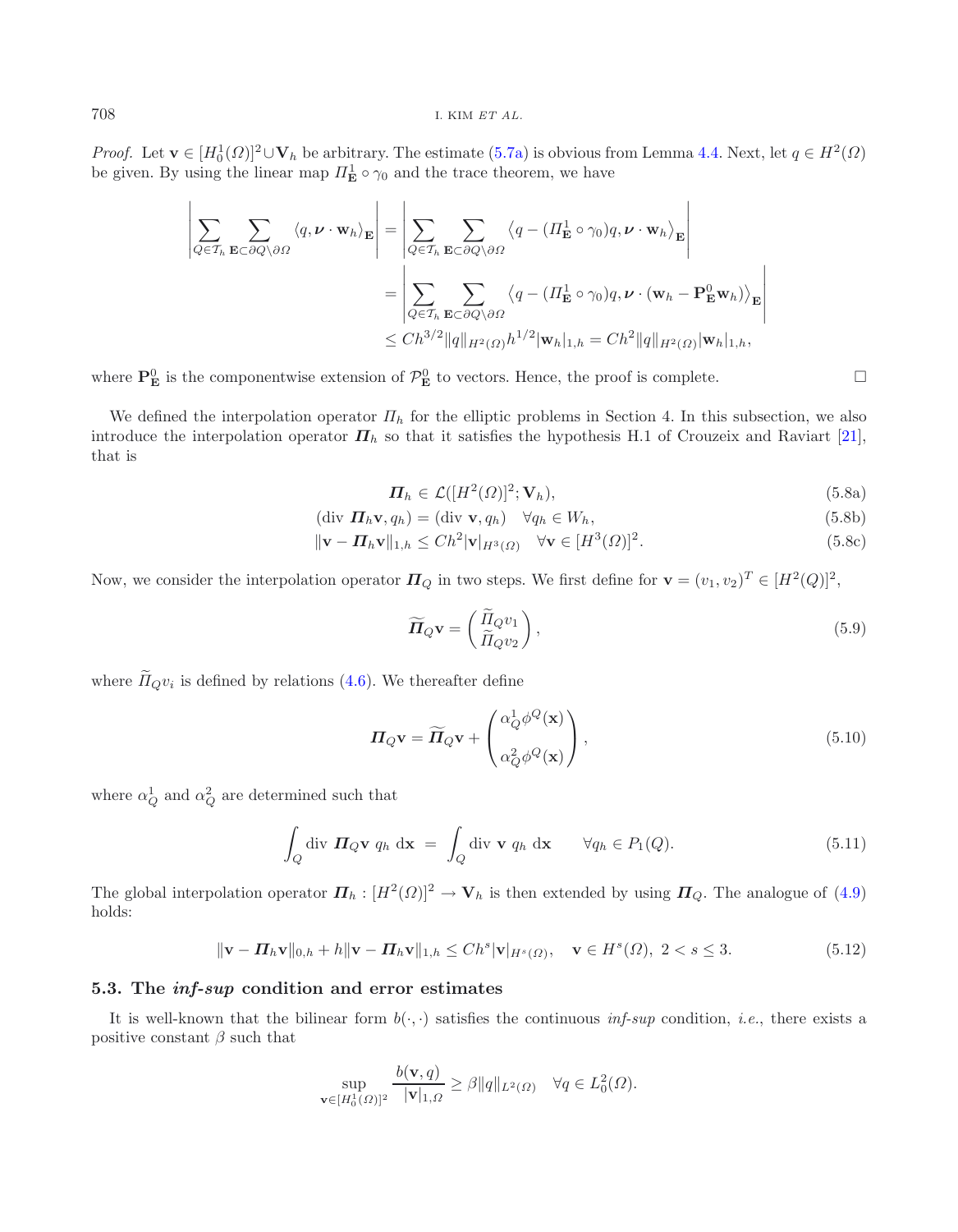*Proof.* Let $\mathbf{v} \in [H_0^1(\Omega)]^2 \cup \mathbf{V}_h$ be arbitrary. The estimate (5.7a) is obvious from Lemma 4.4. Next, let $q \in H^2(\Omega)$ be given. By using the linear map $\Pi_{\mathbf{E}}^1 \circ \gamma_0$ and the trace theorem, we have

$$\begin{aligned}
\left| \sum_{Q \in \mathcal{T}_h} \sum_{\mathbf{E} \subset \partial Q \setminus \partial\Omega} \langle q, \boldsymbol{\nu} \cdot \mathbf{w}_h \rangle_{\mathbf{E}} \right| &= \left| \sum_{Q \in \mathcal{T}_h} \sum_{\mathbf{E} \subset \partial Q \setminus \partial\Omega} \left\langle q - (\Pi_{\mathbf{E}}^1 \circ \gamma_0) q, \boldsymbol{\nu} \cdot \mathbf{w}_h \right\rangle_{\mathbf{E}} \right| \\
&= \left| \sum_{Q \in \mathcal{T}_h} \sum_{\mathbf{E} \subset \partial Q \setminus \partial\Omega} \left\langle q - (\Pi_{\mathbf{E}}^1 \circ \gamma_0) q, \boldsymbol{\nu} \cdot (\mathbf{w}_h - \mathbf{P}_{\mathbf{E}}^0 \mathbf{w}_h) \right\rangle_{\mathbf{E}} \right| \\
&\le C h^{3/2} \|q\|_{H^2(\Omega)} h^{1/2} |\mathbf{w}_h|_{1,h} = C h^2 \|q\|_{H^2(\Omega)} |\mathbf{w}_h|_{1,h},
\end{aligned}$$

where $\mathbf{P}_{\mathbf{E}}^0$ is the componentwise extension of $\mathcal{P}_{\mathbf{E}}^0$ to vectors. Hence, the proof is complete. □

We defined the interpolation operator $\Pi_h$ for the elliptic problems in Section 4. In this subsection, we also introduce the interpolation operator $\boldsymbol{\Pi}_h$ so that it satisfies the hypothesis H.1 of Crouzeix and Raviart [21], that is

$$\boldsymbol{\Pi}_h \in \mathcal{L}([H^2(\Omega)]^2; \mathbf{V}_h), \tag{5.8a}$$

$$(\operatorname{div} \boldsymbol{\Pi}_h \mathbf{v}, q_h) = (\operatorname{div} \mathbf{v}, q_h) \quad \forall q_h \in W_h, \tag{5.8b}$$

$$\|\mathbf{v} - \boldsymbol{\Pi}_h \mathbf{v}\|_{1,h} \le C h^2 |\mathbf{v}|_{H^3(\Omega)} \quad \forall \mathbf{v} \in [H^3(\Omega)]^2. \tag{5.8c}$$

Now, we consider the interpolation operator $\boldsymbol{\Pi}_Q$ in two steps. We first define for $\mathbf{v} = (v_1, v_2)^T \in [H^2(Q)]^2$,

$$\widetilde{\boldsymbol{\Pi}}_Q \mathbf{v} = \begin{pmatrix} \widetilde{\Pi}_Q v_1 \\ \widetilde{\Pi}_Q v_2 \end{pmatrix}, \tag{5.9}$$

where $\widetilde{\Pi}_Q v_i$ is defined by relations (4.6). We thereafter define

$$\boldsymbol{\Pi}_Q \mathbf{v} = \widetilde{\boldsymbol{\Pi}}_Q \mathbf{v} + \begin{pmatrix} \alpha_Q^1 \phi^Q(\mathbf{x}) \\ \\ \alpha_Q^2 \phi^Q(\mathbf{x}) \end{pmatrix}, \tag{5.10}$$

where $\alpha_Q^1$ and $\alpha_Q^2$ are determined such that

$$\int_Q \operatorname{div} \boldsymbol{\Pi}_Q \mathbf{v} \; q_h \, \mathrm{d}\mathbf{x} \;=\; \int_Q \operatorname{div} \mathbf{v} \; q_h \, \mathrm{d}\mathbf{x} \qquad \forall q_h \in P_1(Q). \tag{5.11}$$

The global interpolation operator $\boldsymbol{\Pi}_h : [H^2(\Omega)]^2 \to \mathbf{V}_h$ is then extended by using $\boldsymbol{\Pi}_Q$. The analogue of (4.9) holds:

$$\|\mathbf{v} - \boldsymbol{\Pi}_h \mathbf{v}\|_{0,h} + h \|\mathbf{v} - \boldsymbol{\Pi}_h \mathbf{v}\|_{1,h} \le C h^s |\mathbf{v}|_{H^s(\Omega)}, \quad \mathbf{v} \in H^s(\Omega),\ 2 < s \le 3. \tag{5.12}$$

### 5.3. The *inf-sup* condition and error estimates

It is well-known that the bilinear form $b(\cdot,\cdot)$ satisfies the continuous *inf-sup* condition, *i.e.*, there exists a positive constant $\beta$ such that

$$\sup_{\mathbf{v} \in [H_0^1(\Omega)]^2} \frac{b(\mathbf{v}, q)}{|\mathbf{v}|_{1,\Omega}} \ge \beta \|q\|_{L^2(\Omega)} \quad \forall q \in L_0^2(\Omega).$$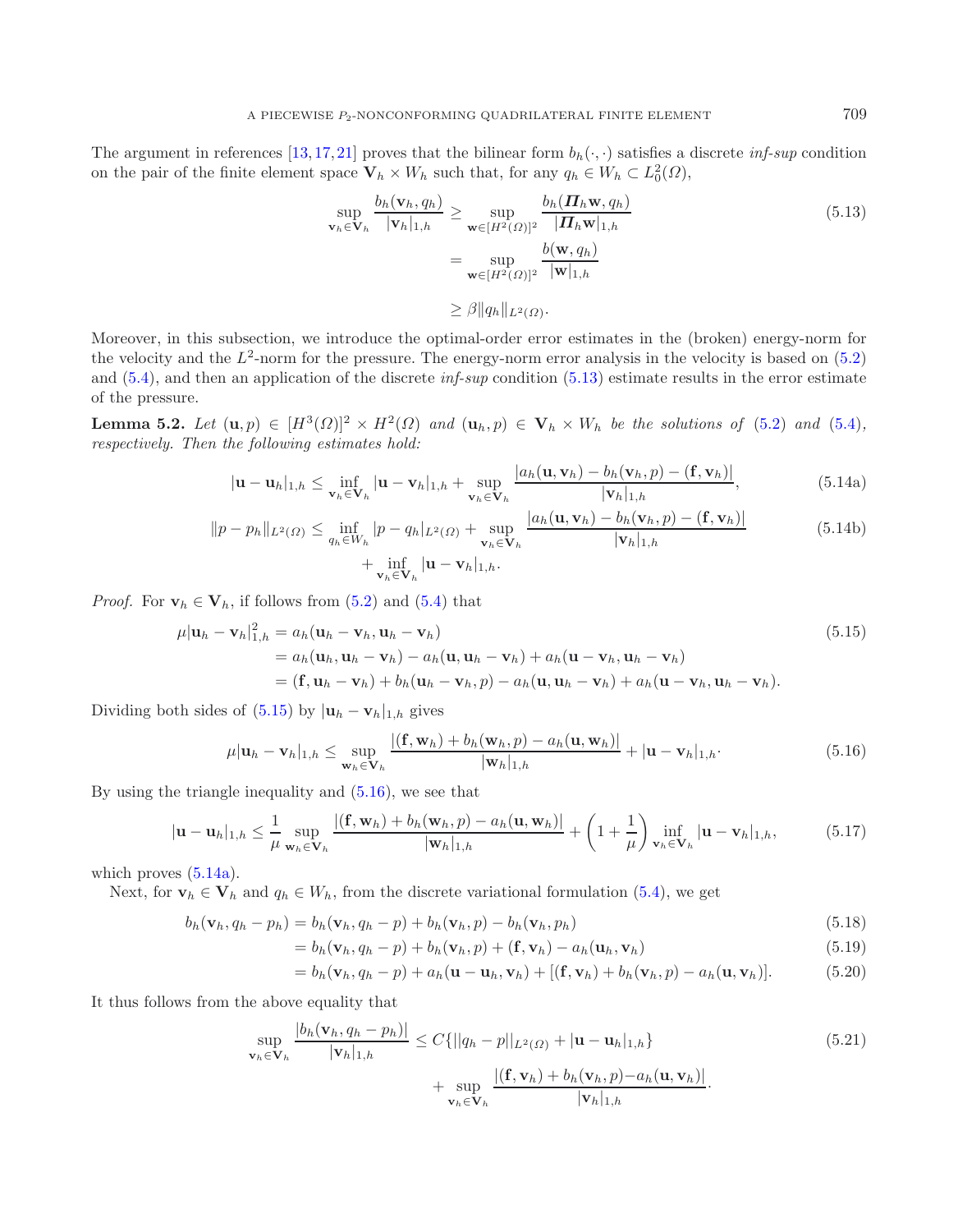The argument in references [13, 17, 21] proves that the bilinear form $b_h(\cdot,\cdot)$ satisfies a discrete *inf-sup* condition on the pair of the finite element space $\mathbf{V}_h \times W_h$ such that, for any $q_h \in W_h \subset L_0^2(\Omega)$,

$$
\begin{aligned}
\sup_{\mathbf{v}_h \in \mathbf{V}_h} \frac{b_h(\mathbf{v}_h, q_h)}{|\mathbf{v}_h|_{1,h}} &\geq \sup_{\mathbf{w} \in [H^2(\Omega)]^2} \frac{b_h(\boldsymbol{\Pi}_h \mathbf{w}, q_h)}{|\boldsymbol{\Pi}_h \mathbf{w}|_{1,h}} \\
&= \sup_{\mathbf{w} \in [H^2(\Omega)]^2} \frac{b(\mathbf{w}, q_h)}{|\mathbf{w}|_{1,h}} \\
&\geq \beta \|q_h\|_{L^2(\Omega)}.
\end{aligned} \tag{5.13}
$$

Moreover, in this subsection, we introduce the optimal-order error estimates in the (broken) energy-norm for the velocity and the $L^2$-norm for the pressure. The energy-norm error analysis in the velocity is based on (5.2) and (5.4), and then an application of the discrete *inf-sup* condition (5.13) estimate results in the error estimate of the pressure.

**Lemma 5.2.** *Let* $(\mathbf{u}, p) \in [H^3(\Omega)]^2 \times H^2(\Omega)$ *and* $(\mathbf{u}_h, p) \in \mathbf{V}_h \times W_h$ *be the solutions of* (5.2) *and* (5.4), *respectively. Then the following estimates hold:*

$$
|\mathbf{u} - \mathbf{u}_h|_{1,h} \leq \inf_{\mathbf{v}_h \in \mathbf{V}_h} |\mathbf{u} - \mathbf{v}_h|_{1,h} + \sup_{\mathbf{v}_h \in \mathbf{V}_h} \frac{|a_h(\mathbf{u}, \mathbf{v}_h) - b_h(\mathbf{v}_h, p) - (\mathbf{f}, \mathbf{v}_h)|}{|\mathbf{v}_h|_{1,h}}, \tag{5.14a}
$$

$$
\begin{aligned}
\|p - p_h\|_{L^2(\Omega)} \leq \inf_{q_h \in W_h} |p - q_h|_{L^2(\Omega)} &+ \sup_{\mathbf{v}_h \in \mathbf{V}_h} \frac{|a_h(\mathbf{u}, \mathbf{v}_h) - b_h(\mathbf{v}_h, p) - (\mathbf{f}, \mathbf{v}_h)|}{|\mathbf{v}_h|_{1,h}} \\
&+ \inf_{\mathbf{v}_h \in \mathbf{V}_h} |\mathbf{u} - \mathbf{v}_h|_{1,h}.
\end{aligned} \tag{5.14b}
$$

*Proof.* For $\mathbf{v}_h \in \mathbf{V}_h$, if follows from (5.2) and (5.4) that

$$
\begin{aligned}
\mu |\mathbf{u}_h - \mathbf{v}_h|_{1,h}^2 &= a_h(\mathbf{u}_h - \mathbf{v}_h, \mathbf{u}_h - \mathbf{v}_h) \\
&= a_h(\mathbf{u}_h, \mathbf{u}_h - \mathbf{v}_h) - a_h(\mathbf{u}, \mathbf{u}_h - \mathbf{v}_h) + a_h(\mathbf{u} - \mathbf{v}_h, \mathbf{u}_h - \mathbf{v}_h) \\
&= (\mathbf{f}, \mathbf{u}_h - \mathbf{v}_h) + b_h(\mathbf{u}_h - \mathbf{v}_h, p) - a_h(\mathbf{u}, \mathbf{u}_h - \mathbf{v}_h) + a_h(\mathbf{u} - \mathbf{v}_h, \mathbf{u}_h - \mathbf{v}_h).
\end{aligned} \tag{5.15}
$$

Dividing both sides of (5.15) by $|\mathbf{u}_h - \mathbf{v}_h|_{1,h}$ gives

$$
\mu |\mathbf{u}_h - \mathbf{v}_h|_{1,h} \leq \sup_{\mathbf{w}_h \in \mathbf{V}_h} \frac{|(\mathbf{f}, \mathbf{w}_h) + b_h(\mathbf{w}_h, p) - a_h(\mathbf{u}, \mathbf{w}_h)|}{|\mathbf{w}_h|_{1,h}} + |\mathbf{u} - \mathbf{v}_h|_{1,h}. \tag{5.16}
$$

By using the triangle inequality and (5.16), we see that

$$
|\mathbf{u} - \mathbf{u}_h|_{1,h} \leq \frac{1}{\mu} \sup_{\mathbf{w}_h \in \mathbf{V}_h} \frac{|(\mathbf{f}, \mathbf{w}_h) + b_h(\mathbf{w}_h, p) - a_h(\mathbf{u}, \mathbf{w}_h)|}{|\mathbf{w}_h|_{1,h}} + \left(1 + \frac{1}{\mu}\right) \inf_{\mathbf{v}_h \in \mathbf{V}_h} |\mathbf{u} - \mathbf{v}_h|_{1,h}, \tag{5.17}
$$

which proves (5.14a).

Next, for $\mathbf{v}_h \in \mathbf{V}_h$ and $q_h \in W_h$, from the discrete variational formulation (5.4), we get

$$
\begin{aligned}
b_h(\mathbf{v}_h, q_h - p_h) &= b_h(\mathbf{v}_h, q_h - p) + b_h(\mathbf{v}_h, p) - b_h(\mathbf{v}_h, p_h) && (5.18) \\
&= b_h(\mathbf{v}_h, q_h - p) + b_h(\mathbf{v}_h, p) + (\mathbf{f}, \mathbf{v}_h) - a_h(\mathbf{u}_h, \mathbf{v}_h) && (5.19) \\
&= b_h(\mathbf{v}_h, q_h - p) + a_h(\mathbf{u} - \mathbf{u}_h, \mathbf{v}_h) + [(\mathbf{f}, \mathbf{v}_h) + b_h(\mathbf{v}_h, p) - a_h(\mathbf{u}, \mathbf{v}_h)]. && (5.20)
\end{aligned}
$$

It thus follows from the above equality that

$$
\begin{aligned}
\sup_{\mathbf{v}_h \in \mathbf{V}_h} \frac{|b_h(\mathbf{v}_h, q_h - p_h)|}{|\mathbf{v}_h|_{1,h}} &\leq C\{||q_h - p||_{L^2(\Omega)} + |\mathbf{u} - \mathbf{u}_h|_{1,h}\} \\
&\quad + \sup_{\mathbf{v}_h \in \mathbf{V}_h} \frac{|(\mathbf{f}, \mathbf{v}_h) + b_h(\mathbf{v}_h, p) - a_h(\mathbf{u}, \mathbf{v}_h)|}{|\mathbf{v}_h|_{1,h}}.
\end{aligned} \tag{5.21}
$$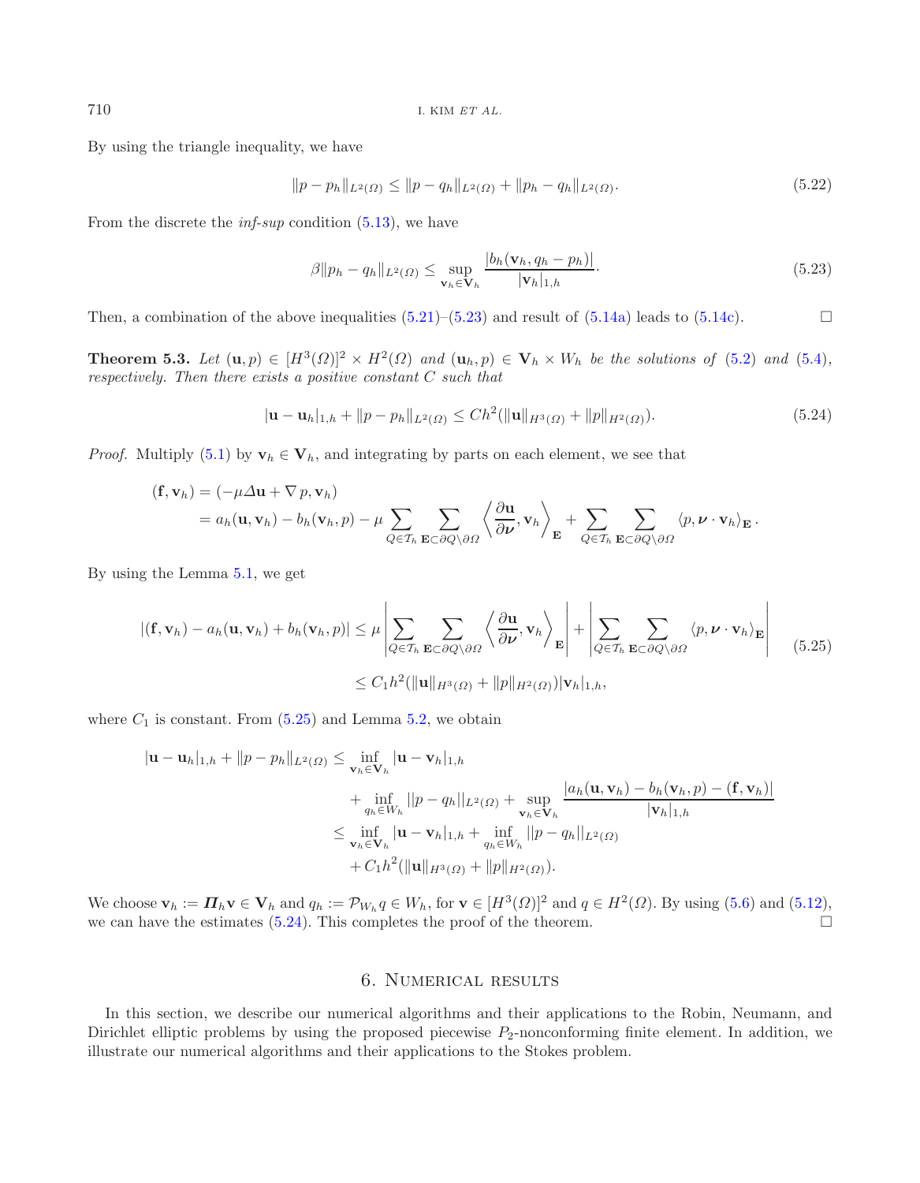By using the triangle inequality, we have

$$\|p - p_h\|_{L^2(\Omega)} \le \|p - q_h\|_{L^2(\Omega)} + \|p_h - q_h\|_{L^2(\Omega)}. \tag{5.22}$$

From the discrete the *inf-sup* condition (5.13), we have

$$\beta \|p_h - q_h\|_{L^2(\Omega)} \le \sup_{\mathbf{v}_h \in \mathbf{V}_h} \frac{|b_h(\mathbf{v}_h, q_h - p_h)|}{|\mathbf{v}_h|_{1,h}}. \tag{5.23}$$

Then, a combination of the above inequalities (5.21)–(5.23) and result of (5.14a) leads to (5.14c). $\square$

**Theorem 5.3.** *Let* $(\mathbf{u}, p) \in [H^3(\Omega)]^2 \times H^2(\Omega)$ *and* $(\mathbf{u}_h, p) \in \mathbf{V}_h \times W_h$ *be the solutions of* (5.2) *and* (5.4), *respectively. Then there exists a positive constant* $C$ *such that*

$$|\mathbf{u} - \mathbf{u}_h|_{1,h} + \|p - p_h\|_{L^2(\Omega)} \le Ch^2(\|\mathbf{u}\|_{H^3(\Omega)} + \|p\|_{H^2(\Omega)}). \tag{5.24}$$

*Proof.* Multiply (5.1) by $\mathbf{v}_h \in \mathbf{V}_h$, and integrating by parts on each element, we see that

$$\begin{aligned}
(\mathbf{f}, \mathbf{v}_h) &= (-\mu \Delta \mathbf{u} + \nabla p, \mathbf{v}_h) \\
&= a_h(\mathbf{u}, \mathbf{v}_h) - b_h(\mathbf{v}_h, p) - \mu \sum_{Q \in \mathcal{T}_h} \sum_{\mathbf{E} \subset \partial Q \setminus \partial \Omega} \left\langle \frac{\partial \mathbf{u}}{\partial \boldsymbol{\nu}}, \mathbf{v}_h \right\rangle_{\mathbf{E}} + \sum_{Q \in \mathcal{T}_h} \sum_{\mathbf{E} \subset \partial Q \setminus \partial \Omega} \langle p, \boldsymbol{\nu} \cdot \mathbf{v}_h \rangle_{\mathbf{E}}.
\end{aligned}$$

By using the Lemma 5.1, we get

$$\begin{aligned}
|(\mathbf{f}, \mathbf{v}_h) - a_h(\mathbf{u}, \mathbf{v}_h) + b_h(\mathbf{v}_h, p)| &\le \mu \left| \sum_{Q \in \mathcal{T}_h} \sum_{\mathbf{E} \subset \partial Q \setminus \partial \Omega} \left\langle \frac{\partial \mathbf{u}}{\partial \boldsymbol{\nu}}, \mathbf{v}_h \right\rangle_{\mathbf{E}} \right| + \left| \sum_{Q \in \mathcal{T}_h} \sum_{\mathbf{E} \subset \partial Q \setminus \partial \Omega} \langle p, \boldsymbol{\nu} \cdot \mathbf{v}_h \rangle_{\mathbf{E}} \right| \\
&\le C_1 h^2 (\|\mathbf{u}\|_{H^3(\Omega)} + \|p\|_{H^2(\Omega)}) |\mathbf{v}_h|_{1,h},
\end{aligned} \tag{5.25}$$

where $C_1$ is constant. From (5.25) and Lemma 5.2, we obtain

$$\begin{aligned}
|\mathbf{u} - \mathbf{u}_h|_{1,h} + \|p - p_h\|_{L^2(\Omega)} &\le \inf_{\mathbf{v}_h \in \mathbf{V}_h} |\mathbf{u} - \mathbf{v}_h|_{1,h} \\
&\quad + \inf_{q_h \in W_h} ||p - q_h||_{L^2(\Omega)} + \sup_{\mathbf{v}_h \in \mathbf{V}_h} \frac{|a_h(\mathbf{u}, \mathbf{v}_h) - b_h(\mathbf{v}_h, p) - (\mathbf{f}, \mathbf{v}_h)|}{|\mathbf{v}_h|_{1,h}} \\
&\le \inf_{\mathbf{v}_h \in \mathbf{V}_h} |\mathbf{u} - \mathbf{v}_h|_{1,h} + \inf_{q_h \in W_h} ||p - q_h||_{L^2(\Omega)} \\
&\quad + C_1 h^2 (\|\mathbf{u}\|_{H^3(\Omega)} + \|p\|_{H^2(\Omega)}).
\end{aligned}$$

We choose $\mathbf{v}_h := \boldsymbol{\Pi}_h \mathbf{v} \in \mathbf{V}_h$ and $q_h := \mathcal{P}_{W_h} q \in W_h$, for $\mathbf{v} \in [H^3(\Omega)]^2$ and $q \in H^2(\Omega)$. By using (5.6) and (5.12), we can have the estimates (5.24). This completes the proof of the theorem. $\square$

## 6. Numerical results

In this section, we describe our numerical algorithms and their applications to the Robin, Neumann, and Dirichlet elliptic problems by using the proposed piecewise $P_2$-nonconforming finite element. In addition, we illustrate our numerical algorithms and their applications to the Stokes problem.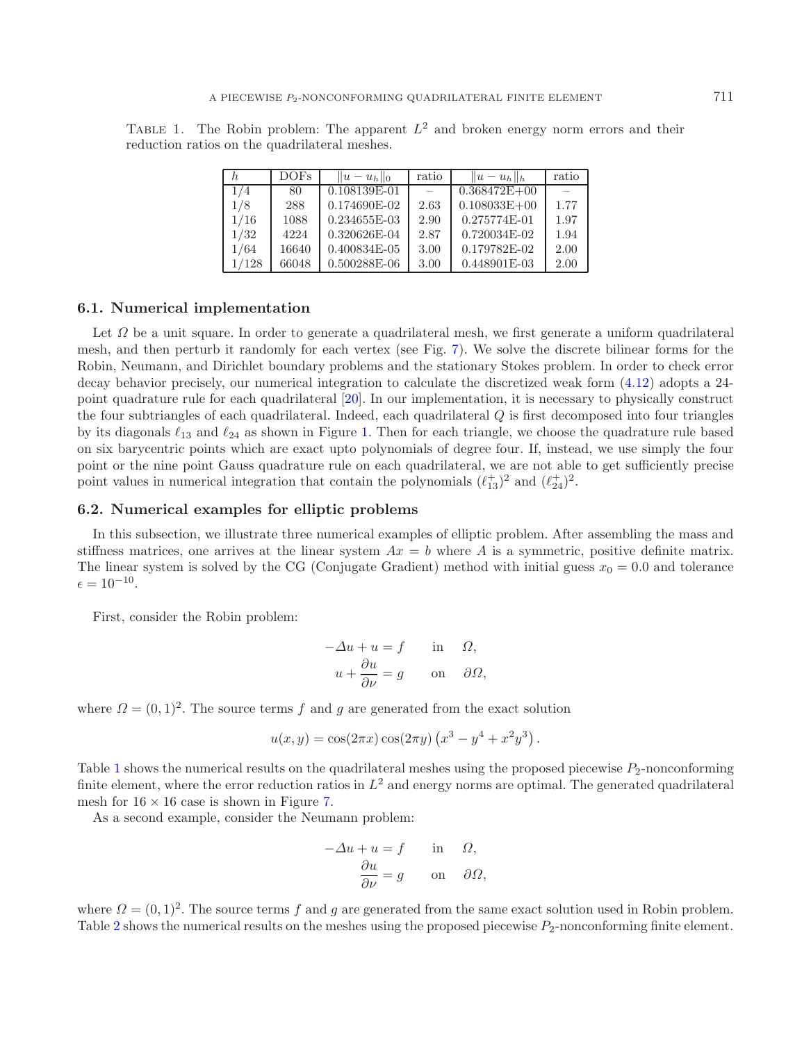TABLE 1. The Robin problem: The apparent $L^2$ and broken energy norm errors and their reduction ratios on the quadrilateral meshes.

| $h$ | DOFs | $\|u-u_h\|_0$ | ratio | $\|u-u_h\|_h$ | ratio |
|---|---|---|---|---|---|
| 1/4 | 80 | 0.108139E-01 | – | 0.368472E+00 | – |
| 1/8 | 288 | 0.174690E-02 | 2.63 | 0.108033E+00 | 1.77 |
| 1/16 | 1088 | 0.234655E-03 | 2.90 | 0.275774E-01 | 1.97 |
| 1/32 | 4224 | 0.320626E-04 | 2.87 | 0.720034E-02 | 1.94 |
| 1/64 | 16640 | 0.400834E-05 | 3.00 | 0.179782E-02 | 2.00 |
| 1/128 | 66048 | 0.500288E-06 | 3.00 | 0.448901E-03 | 2.00 |

### 6.1. Numerical implementation

Let $\Omega$ be a unit square. In order to generate a quadrilateral mesh, we first generate a uniform quadrilateral mesh, and then perturb it randomly for each vertex (see Fig. 7). We solve the discrete bilinear forms for the Robin, Neumann, and Dirichlet boundary problems and the stationary Stokes problem. In order to check error decay behavior precisely, our numerical integration to calculate the discretized weak form (4.12) adopts a 24-point quadrature rule for each quadrilateral [20]. In our implementation, it is necessary to physically construct the four subtriangles of each quadrilateral. Indeed, each quadrilateral $Q$ is first decomposed into four triangles by its diagonals $\ell_{13}$ and $\ell_{24}$ as shown in Figure 1. Then for each triangle, we choose the quadrature rule based on six barycentric points which are exact upto polynomials of degree four. If, instead, we use simply the four point or the nine point Gauss quadrature rule on each quadrilateral, we are not able to get sufficiently precise point values in numerical integration that contain the polynomials $(\ell_{13}^+)^2$ and $(\ell_{24}^+)^2$.

### 6.2. Numerical examples for elliptic problems

In this subsection, we illustrate three numerical examples of elliptic problem. After assembling the mass and stiffness matrices, one arrives at the linear system $Ax = b$ where $A$ is a symmetric, positive definite matrix. The linear system is solved by the CG (Conjugate Gradient) method with initial guess $x_0 = 0.0$ and tolerance $\epsilon = 10^{-10}$.

First, consider the Robin problem:

$$
\begin{aligned}
-\Delta u + u &= f \qquad \text{in} \quad \Omega,\\
u + \frac{\partial u}{\partial \nu} &= g \qquad \text{on} \quad \partial\Omega,
\end{aligned}
$$

where $\Omega = (0,1)^2$. The source terms $f$ and $g$ are generated from the exact solution

$$
u(x,y) = \cos(2\pi x)\cos(2\pi y)\left(x^3 - y^4 + x^2y^3\right).
$$

Table 1 shows the numerical results on the quadrilateral meshes using the proposed piecewise $P_2$-nonconforming finite element, where the error reduction ratios in $L^2$ and energy norms are optimal. The generated quadrilateral mesh for $16 \times 16$ case is shown in Figure 7.

As a second example, consider the Neumann problem:

$$
\begin{aligned}
-\Delta u + u &= f \qquad \text{in} \quad \Omega,\\
\frac{\partial u}{\partial \nu} &= g \qquad \text{on} \quad \partial\Omega,
\end{aligned}
$$

where $\Omega = (0,1)^2$. The source terms $f$ and $g$ are generated from the same exact solution used in Robin problem. Table 2 shows the numerical results on the meshes using the proposed piecewise $P_2$-nonconforming finite element.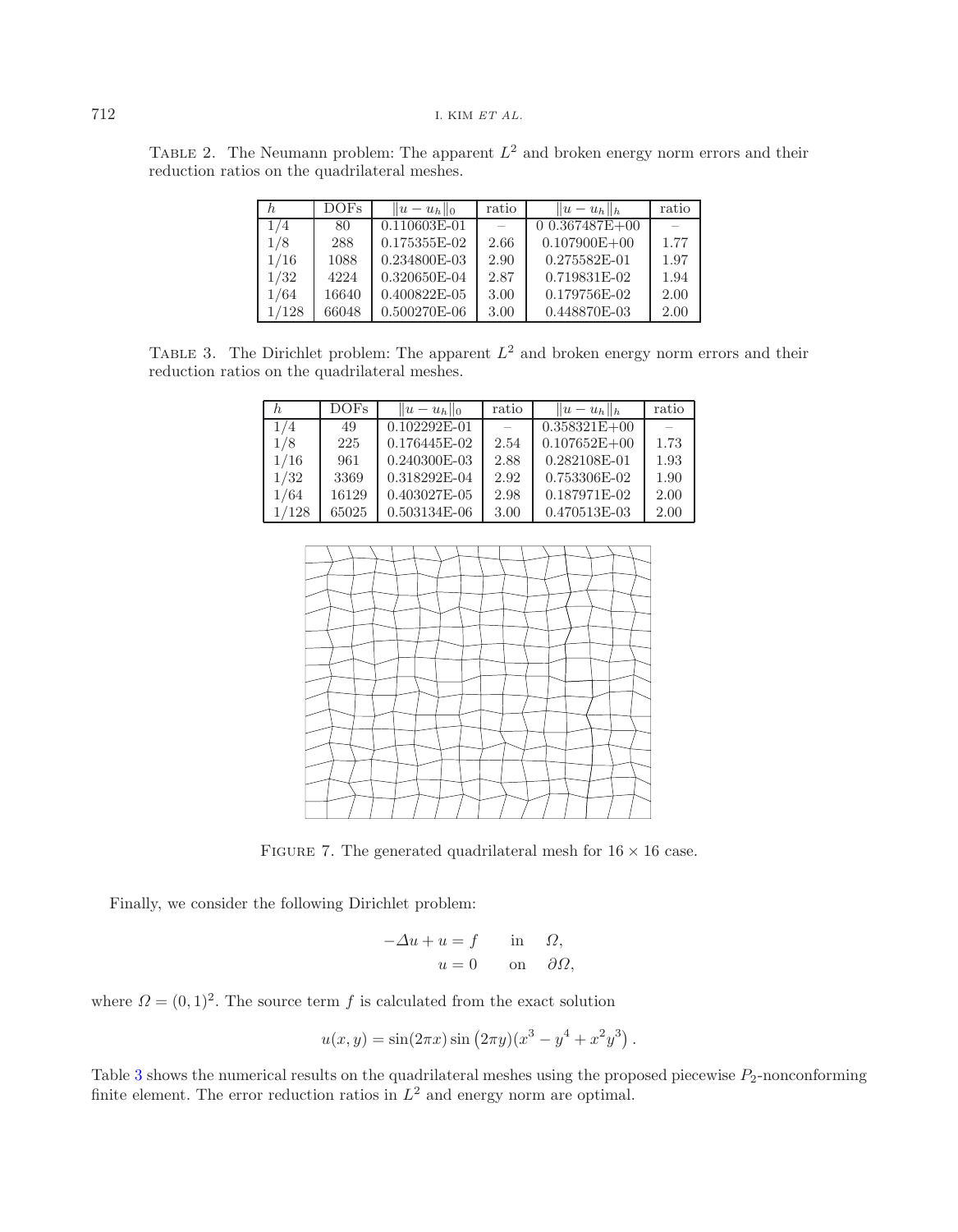TABLE 2. The Neumann problem: The apparent $L^2$ and broken energy norm errors and their reduction ratios on the quadrilateral meshes.

| $h$ | DOFs | $\|u - u_h\|_0$ | ratio | $\|u - u_h\|_h$ | ratio |
|---|---|---|---|---|---|
| 1/4 | 80 | 0.110603E-01 | – | 0 0.367487E+00 | – |
| 1/8 | 288 | 0.175355E-02 | 2.66 | 0.107900E+00 | 1.77 |
| 1/16 | 1088 | 0.234800E-03 | 2.90 | 0.275582E-01 | 1.97 |
| 1/32 | 4224 | 0.320650E-04 | 2.87 | 0.719831E-02 | 1.94 |
| 1/64 | 16640 | 0.400822E-05 | 3.00 | 0.179756E-02 | 2.00 |
| 1/128 | 66048 | 0.500270E-06 | 3.00 | 0.448870E-03 | 2.00 |

TABLE 3. The Dirichlet problem: The apparent $L^2$ and broken energy norm errors and their reduction ratios on the quadrilateral meshes.

| $h$ | DOFs | $\|u - u_h\|_0$ | ratio | $\|u - u_h\|_h$ | ratio |
|---|---|---|---|---|---|
| 1/4 | 49 | 0.102292E-01 | – | 0.358321E+00 | – |
| 1/8 | 225 | 0.176445E-02 | 2.54 | 0.107652E+00 | 1.73 |
| 1/16 | 961 | 0.240300E-03 | 2.88 | 0.282108E-01 | 1.93 |
| 1/32 | 3369 | 0.318292E-04 | 2.92 | 0.753306E-02 | 1.90 |
| 1/64 | 16129 | 0.403027E-05 | 2.98 | 0.187971E-02 | 2.00 |
| 1/128 | 65025 | 0.503134E-06 | 3.00 | 0.470513E-03 | 2.00 |

FIGURE 7. The generated quadrilateral mesh for $16 \times 16$ case.

Finally, we consider the following Dirichlet problem:

$$
\begin{aligned}
-\Delta u + u &= f \qquad \text{in} \quad \Omega, \\
u &= 0 \qquad \text{on} \quad \partial\Omega,
\end{aligned}
$$

where $\Omega = (0,1)^2$. The source term $f$ is calculated from the exact solution

$$
u(x,y) = \sin(2\pi x)\sin(2\pi y)(x^3 - y^4 + x^2 y^3).
$$

Table 3 shows the numerical results on the quadrilateral meshes using the proposed piecewise $P_2$-nonconforming finite element. The error reduction ratios in $L^2$ and energy norm are optimal.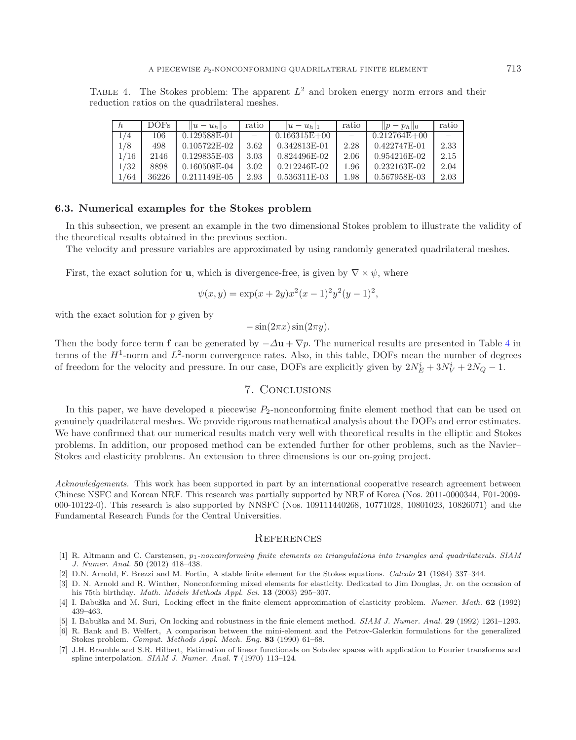TABLE 4. The Stokes problem: The apparent $L^2$ and broken energy norm errors and their reduction ratios on the quadrilateral meshes.

| $h$ | DOFs | $\|u - u_h\|_0$ | ratio | $\|u - u_h\|_1$ | ratio | $\|p - p_h\|_0$ | ratio |
|---|---|---|---|---|---|---|---|
| 1/4 | 106 | 0.129588E-01 | – | 0.166315E+00 | – | 0.212764E+00 | – |
| 1/8 | 498 | 0.105722E-02 | 3.62 | 0.342813E-01 | 2.28 | 0.422747E-01 | 2.33 |
| 1/16 | 2146 | 0.129835E-03 | 3.03 | 0.824496E-02 | 2.06 | 0.954216E-02 | 2.15 |
| 1/32 | 8898 | 0.160508E-04 | 3.02 | 0.212246E-02 | 1.96 | 0.232163E-02 | 2.04 |
| 1/64 | 36226 | 0.211149E-05 | 2.93 | 0.536311E-03 | 1.98 | 0.567958E-03 | 2.03 |

### 6.3. Numerical examples for the Stokes problem

In this subsection, we present an example in the two dimensional Stokes problem to illustrate the validity of the theoretical results obtained in the previous section.

The velocity and pressure variables are approximated by using randomly generated quadrilateral meshes.

First, the exact solution for $\mathbf{u}$, which is divergence-free, is given by $\nabla \times \psi$, where

$$\psi(x, y) = \exp(x + 2y)x^2(x - 1)^2y^2(y - 1)^2,$$

with the exact solution for $p$ given by

$$-\sin(2\pi x)\sin(2\pi y).$$

Then the body force term $\mathbf{f}$ can be generated by $-\Delta\mathbf{u} + \nabla p$. The numerical results are presented in Table 4 in terms of the $H^1$-norm and $L^2$-norm convergence rates. Also, in this table, DOFs mean the number of degrees of freedom for the velocity and pressure. In our case, DOFs are explicitly given by $2N_E^i + 3N_V^i + 2N_Q - 1$.

## 7. Conclusions

In this paper, we have developed a piecewise $P_2$-nonconforming finite element method that can be used on genuinely quadrilateral meshes. We provide rigorous mathematical analysis about the DOFs and error estimates. We have confirmed that our numerical results match very well with theoretical results in the elliptic and Stokes problems. In addition, our proposed method can be extended further for other problems, such as the Navier–Stokes and elasticity problems. An extension to three dimensions is our on-going project.

*Acknowledgements.* This work has been supported in part by an international cooperative research agreement between Chinese NSFC and Korean NRF. This research was partially supported by NRF of Korea (Nos. 2011-0000344, F01-2009-000-10122-0). This research is also supported by NNSFC (Nos. 109111440268, 10771028, 10801023, 10826071) and the Fundamental Research Funds for the Central Universities.

## References

[1] R. Altmann and C. Carstensen, *$p_1$-nonconforming finite elements on triangulations into triangles and quadrilaterals. SIAM J. Numer. Anal.* **50** (2012) 418–438.

[2] D.N. Arnold, F. Brezzi and M. Fortin, A stable finite element for the Stokes equations. *Calcolo* **21** (1984) 337–344.

[3] D. N. Arnold and R. Winther, Nonconforming mixed elements for elasticity. Dedicated to Jim Douglas, Jr. on the occasion of his 75th birthday. *Math. Models Methods Appl. Sci.* **13** (2003) 295–307.

[4] I. Babuška and M. Suri, Locking effect in the finite element approximation of elasticity problem. *Numer. Math.* **62** (1992) 439–463.

[5] I. Babuška and M. Suri, On locking and robustness in the finie element method. *SIAM J. Numer. Anal.* **29** (1992) 1261–1293.

[6] R. Bank and B. Welfert, A comparison between the mini-element and the Petrov-Galerkin formulations for the generalized Stokes problem. *Comput. Methods Appl. Mech. Eng.* **83** (1990) 61–68.

[7] J.H. Bramble and S.R. Hilbert, Estimation of linear functionals on Sobolev spaces with application to Fourier transforms and spline interpolation. *SIAM J. Numer. Anal.* **7** (1970) 113–124.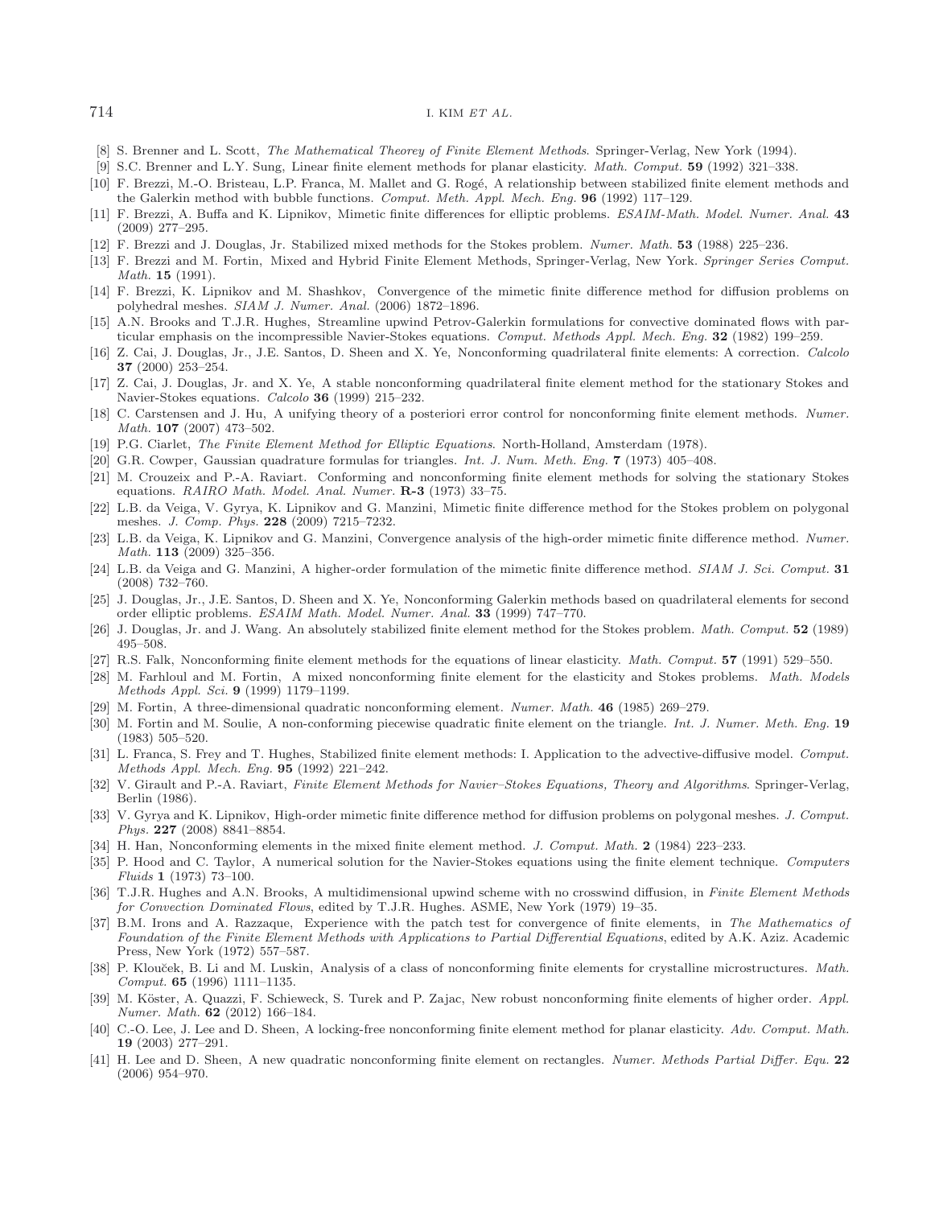[8] S. Brenner and L. Scott, *The Mathematical Theorey of Finite Element Methods*. Springer-Verlag, New York (1994).

[9] S.C. Brenner and L.Y. Sung, Linear finite element methods for planar elasticity. *Math. Comput.* **59** (1992) 321–338.

[10] F. Brezzi, M.-O. Bristeau, L.P. Franca, M. Mallet and G. Rogé, A relationship between stabilized finite element methods and the Galerkin method with bubble functions. *Comput. Meth. Appl. Mech. Eng.* **96** (1992) 117–129.

[11] F. Brezzi, A. Buffa and K. Lipnikov, Mimetic finite differences for elliptic problems. *ESAIM-Math. Model. Numer. Anal.* **43** (2009) 277–295.

[12] F. Brezzi and J. Douglas, Jr. Stabilized mixed methods for the Stokes problem. *Numer. Math.* **53** (1988) 225–236.

[13] F. Brezzi and M. Fortin, Mixed and Hybrid Finite Element Methods, Springer-Verlag, New York. *Springer Series Comput. Math.* **15** (1991).

[14] F. Brezzi, K. Lipnikov and M. Shashkov, Convergence of the mimetic finite difference method for diffusion problems on polyhedral meshes. *SIAM J. Numer. Anal.* (2006) 1872–1896.

[15] A.N. Brooks and T.J.R. Hughes, Streamline upwind Petrov-Galerkin formulations for convective dominated flows with particular emphasis on the incompressible Navier-Stokes equations. *Comput. Methods Appl. Mech. Eng.* **32** (1982) 199–259.

[16] Z. Cai, J. Douglas, Jr., J.E. Santos, D. Sheen and X. Ye, Nonconforming quadrilateral finite elements: A correction. *Calcolo* **37** (2000) 253–254.

[17] Z. Cai, J. Douglas, Jr. and X. Ye, A stable nonconforming quadrilateral finite element method for the stationary Stokes and Navier-Stokes equations. *Calcolo* **36** (1999) 215–232.

[18] C. Carstensen and J. Hu, A unifying theory of a posteriori error control for nonconforming finite element methods. *Numer. Math.* **107** (2007) 473–502.

[19] P.G. Ciarlet, *The Finite Element Method for Elliptic Equations*. North-Holland, Amsterdam (1978).

[20] G.R. Cowper, Gaussian quadrature formulas for triangles. *Int. J. Num. Meth. Eng.* **7** (1973) 405–408.

[21] M. Crouzeix and P.-A. Raviart. Conforming and nonconforming finite element methods for solving the stationary Stokes equations. *RAIRO Math. Model. Anal. Numer.* **R-3** (1973) 33–75.

[22] L.B. da Veiga, V. Gyrya, K. Lipnikov and G. Manzini, Mimetic finite difference method for the Stokes problem on polygonal meshes. *J. Comp. Phys.* **228** (2009) 7215–7232.

[23] L.B. da Veiga, K. Lipnikov and G. Manzini, Convergence analysis of the high-order mimetic finite difference method. *Numer. Math.* **113** (2009) 325–356.

[24] L.B. da Veiga and G. Manzini, A higher-order formulation of the mimetic finite difference method. *SIAM J. Sci. Comput.* **31** (2008) 732–760.

[25] J. Douglas, Jr., J.E. Santos, D. Sheen and X. Ye, Nonconforming Galerkin methods based on quadrilateral elements for second order elliptic problems. *ESAIM Math. Model. Numer. Anal.* **33** (1999) 747–770.

[26] J. Douglas, Jr. and J. Wang. An absolutely stabilized finite element method for the Stokes problem. *Math. Comput.* **52** (1989) 495–508.

[27] R.S. Falk, Nonconforming finite element methods for the equations of linear elasticity. *Math. Comput.* **57** (1991) 529–550.

[28] M. Farhloul and M. Fortin, A mixed nonconforming finite element for the elasticity and Stokes problems. *Math. Models Methods Appl. Sci.* **9** (1999) 1179–1199.

[29] M. Fortin, A three-dimensional quadratic nonconforming element. *Numer. Math.* **46** (1985) 269–279.

[30] M. Fortin and M. Soulie, A non-conforming piecewise quadratic finite element on the triangle. *Int. J. Numer. Meth. Eng.* **19** (1983) 505–520.

[31] L. Franca, S. Frey and T. Hughes, Stabilized finite element methods: I. Application to the advective-diffusive model. *Comput. Methods Appl. Mech. Eng.* **95** (1992) 221–242.

[32] V. Girault and P.-A. Raviart, *Finite Element Methods for Navier–Stokes Equations, Theory and Algorithms*. Springer-Verlag, Berlin (1986).

[33] V. Gyrya and K. Lipnikov, High-order mimetic finite difference method for diffusion problems on polygonal meshes. *J. Comput. Phys.* **227** (2008) 8841–8854.

[34] H. Han, Nonconforming elements in the mixed finite element method. *J. Comput. Math.* **2** (1984) 223–233.

[35] P. Hood and C. Taylor, A numerical solution for the Navier-Stokes equations using the finite element technique. *Computers Fluids* **1** (1973) 73–100.

[36] T.J.R. Hughes and A.N. Brooks, A multidimensional upwind scheme with no crosswind diffusion, in *Finite Element Methods for Convection Dominated Flows*, edited by T.J.R. Hughes. ASME, New York (1979) 19–35.

[37] B.M. Irons and A. Razzaque, Experience with the patch test for convergence of finite elements, in *The Mathematics of Foundation of the Finite Element Methods with Applications to Partial Differential Equations*, edited by A.K. Aziz. Academic Press, New York (1972) 557–587.

[38] P. Klouček, B. Li and M. Luskin, Analysis of a class of nonconforming finite elements for crystalline microstructures. *Math. Comput.* **65** (1996) 1111–1135.

[39] M. Köster, A. Quazzi, F. Schieweck, S. Turek and P. Zajac, New robust nonconforming finite elements of higher order. *Appl. Numer. Math.* **62** (2012) 166–184.

[40] C.-O. Lee, J. Lee and D. Sheen, A locking-free nonconforming finite element method for planar elasticity. *Adv. Comput. Math.* **19** (2003) 277–291.

[41] H. Lee and D. Sheen, A new quadratic nonconforming finite element on rectangles. *Numer. Methods Partial Differ. Equ.* **22** (2006) 954–970.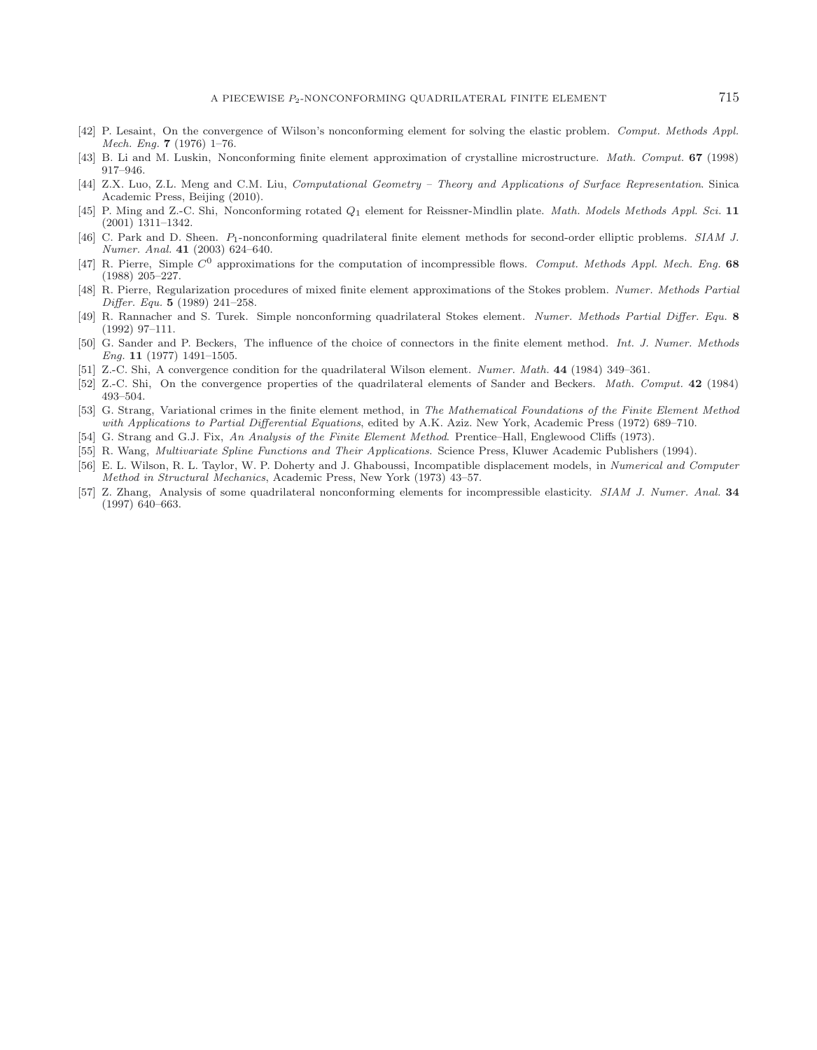[42] P. Lesaint, On the convergence of Wilson's nonconforming element for solving the elastic problem. *Comput. Methods Appl. Mech. Eng.* **7** (1976) 1–76.

[43] B. Li and M. Luskin, Nonconforming finite element approximation of crystalline microstructure. *Math. Comput.* **67** (1998) 917–946.

[44] Z.X. Luo, Z.L. Meng and C.M. Liu, *Computational Geometry – Theory and Applications of Surface Representation*. Sinica Academic Press, Beijing (2010).

[45] P. Ming and Z.-C. Shi, Nonconforming rotated $Q_1$ element for Reissner-Mindlin plate. *Math. Models Methods Appl. Sci.* **11** (2001) 1311–1342.

[46] C. Park and D. Sheen. $P_1$-nonconforming quadrilateral finite element methods for second-order elliptic problems. *SIAM J. Numer. Anal.* **41** (2003) 624–640.

[47] R. Pierre, Simple $C^0$ approximations for the computation of incompressible flows. *Comput. Methods Appl. Mech. Eng.* **68** (1988) 205–227.

[48] R. Pierre, Regularization procedures of mixed finite element approximations of the Stokes problem. *Numer. Methods Partial Differ. Equ.* **5** (1989) 241–258.

[49] R. Rannacher and S. Turek. Simple nonconforming quadrilateral Stokes element. *Numer. Methods Partial Differ. Equ.* **8** (1992) 97–111.

[50] G. Sander and P. Beckers, The influence of the choice of connectors in the finite element method. *Int. J. Numer. Methods Eng.* **11** (1977) 1491–1505.

[51] Z.-C. Shi, A convergence condition for the quadrilateral Wilson element. *Numer. Math.* **44** (1984) 349–361.

[52] Z.-C. Shi, On the convergence properties of the quadrilateral elements of Sander and Beckers. *Math. Comput.* **42** (1984) 493–504.

[53] G. Strang, Variational crimes in the finite element method, in *The Mathematical Foundations of the Finite Element Method with Applications to Partial Differential Equations*, edited by A.K. Aziz. New York, Academic Press (1972) 689–710.

[54] G. Strang and G.J. Fix, *An Analysis of the Finite Element Method*. Prentice–Hall, Englewood Cliffs (1973).

[55] R. Wang, *Multivariate Spline Functions and Their Applications*. Science Press, Kluwer Academic Publishers (1994).

[56] E. L. Wilson, R. L. Taylor, W. P. Doherty and J. Ghaboussi, Incompatible displacement models, in *Numerical and Computer Method in Structural Mechanics*, Academic Press, New York (1973) 43–57.

[57] Z. Zhang, Analysis of some quadrilateral nonconforming elements for incompressible elasticity. *SIAM J. Numer. Anal.* **34** (1997) 640–663.